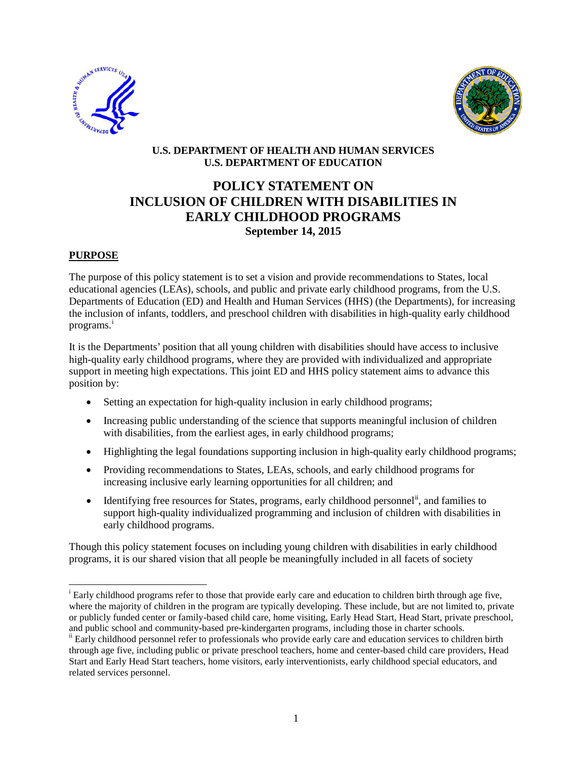**U.S. DEPARTMENT OF HEALTH AND HUMAN SERVICES**
**U.S. DEPARTMENT OF EDUCATION**

# POLICY STATEMENT ON INCLUSION OF CHILDREN WITH DISABILITIES IN EARLY CHILDHOOD PROGRAMS

**September 14, 2015**

## PURPOSE

The purpose of this policy statement is to set a vision and provide recommendations to States, local educational agencies (LEAs), schools, and public and private early childhood programs, from the U.S. Departments of Education (ED) and Health and Human Services (HHS) (the Departments), for increasing the inclusion of infants, toddlers, and preschool children with disabilities in high-quality early childhood programs.[i]

It is the Departments' position that all young children with disabilities should have access to inclusive high-quality early childhood programs, where they are provided with individualized and appropriate support in meeting high expectations. This joint ED and HHS policy statement aims to advance this position by:

- Setting an expectation for high-quality inclusion in early childhood programs;
- Increasing public understanding of the science that supports meaningful inclusion of children with disabilities, from the earliest ages, in early childhood programs;
- Highlighting the legal foundations supporting inclusion in high-quality early childhood programs;
- Providing recommendations to States, LEAs, schools, and early childhood programs for increasing inclusive early learning opportunities for all children; and
- Identifying free resources for States, programs, early childhood personnel[ii], and families to support high-quality individualized programming and inclusion of children with disabilities in early childhood programs.

Though this policy statement focuses on including young children with disabilities in early childhood programs, it is our shared vision that all people be meaningfully included in all facets of society

---

[i] Early childhood programs refer to those that provide early care and education to children birth through age five, where the majority of children in the program are typically developing. These include, but are not limited to, private or publicly funded center or family-based child care, home visiting, Early Head Start, Head Start, private preschool, and public school and community-based pre-kindergarten programs, including those in charter schools.

[ii] Early childhood personnel refer to professionals who provide early care and education services to children birth through age five, including public or private preschool teachers, home and center-based child care providers, Head Start and Early Head Start teachers, home visitors, early interventionists, early childhood special educators, and related services personnel.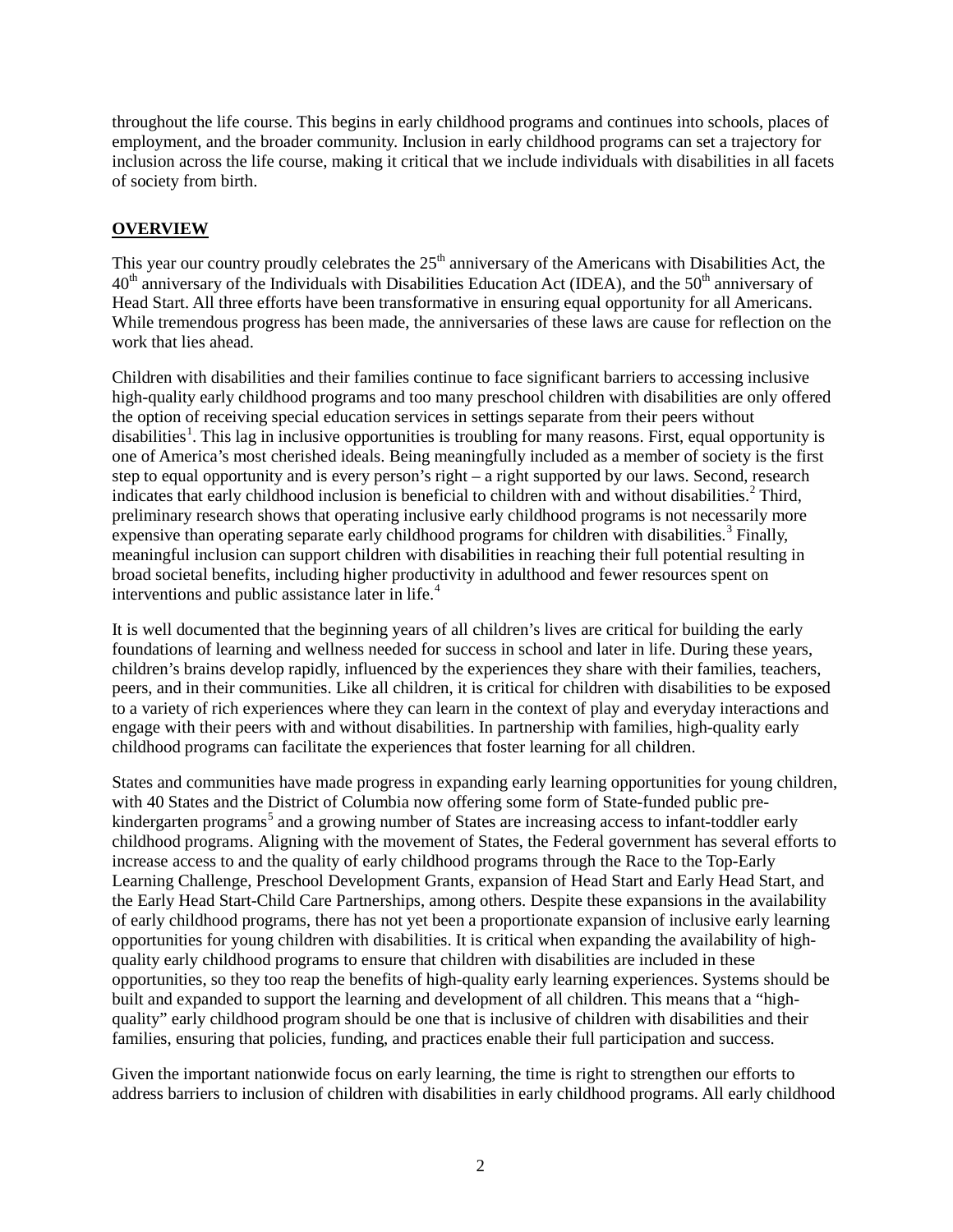throughout the life course. This begins in early childhood programs and continues into schools, places of employment, and the broader community. Inclusion in early childhood programs can set a trajectory for inclusion across the life course, making it critical that we include individuals with disabilities in all facets of society from birth.

## OVERVIEW

This year our country proudly celebrates the 25th anniversary of the Americans with Disabilities Act, the 40th anniversary of the Individuals with Disabilities Education Act (IDEA), and the 50th anniversary of Head Start. All three efforts have been transformative in ensuring equal opportunity for all Americans. While tremendous progress has been made, the anniversaries of these laws are cause for reflection on the work that lies ahead.

Children with disabilities and their families continue to face significant barriers to accessing inclusive high-quality early childhood programs and too many preschool children with disabilities are only offered the option of receiving special education services in settings separate from their peers without disabilities[1]. This lag in inclusive opportunities is troubling for many reasons. First, equal opportunity is one of America's most cherished ideals. Being meaningfully included as a member of society is the first step to equal opportunity and is every person's right – a right supported by our laws. Second, research indicates that early childhood inclusion is beneficial to children with and without disabilities.[2] Third, preliminary research shows that operating inclusive early childhood programs is not necessarily more expensive than operating separate early childhood programs for children with disabilities.[3] Finally, meaningful inclusion can support children with disabilities in reaching their full potential resulting in broad societal benefits, including higher productivity in adulthood and fewer resources spent on interventions and public assistance later in life.[4]

It is well documented that the beginning years of all children's lives are critical for building the early foundations of learning and wellness needed for success in school and later in life. During these years, children's brains develop rapidly, influenced by the experiences they share with their families, teachers, peers, and in their communities. Like all children, it is critical for children with disabilities to be exposed to a variety of rich experiences where they can learn in the context of play and everyday interactions and engage with their peers with and without disabilities. In partnership with families, high-quality early childhood programs can facilitate the experiences that foster learning for all children.

States and communities have made progress in expanding early learning opportunities for young children, with 40 States and the District of Columbia now offering some form of State-funded public pre-kindergarten programs[5] and a growing number of States are increasing access to infant-toddler early childhood programs. Aligning with the movement of States, the Federal government has several efforts to increase access to and the quality of early childhood programs through the Race to the Top-Early Learning Challenge, Preschool Development Grants, expansion of Head Start and Early Head Start, and the Early Head Start-Child Care Partnerships, among others. Despite these expansions in the availability of early childhood programs, there has not yet been a proportionate expansion of inclusive early learning opportunities for young children with disabilities. It is critical when expanding the availability of high-quality early childhood programs to ensure that children with disabilities are included in these opportunities, so they too reap the benefits of high-quality early learning experiences. Systems should be built and expanded to support the learning and development of all children. This means that a "high-quality" early childhood program should be one that is inclusive of children with disabilities and their families, ensuring that policies, funding, and practices enable their full participation and success.

Given the important nationwide focus on early learning, the time is right to strengthen our efforts to address barriers to inclusion of children with disabilities in early childhood programs. All early childhood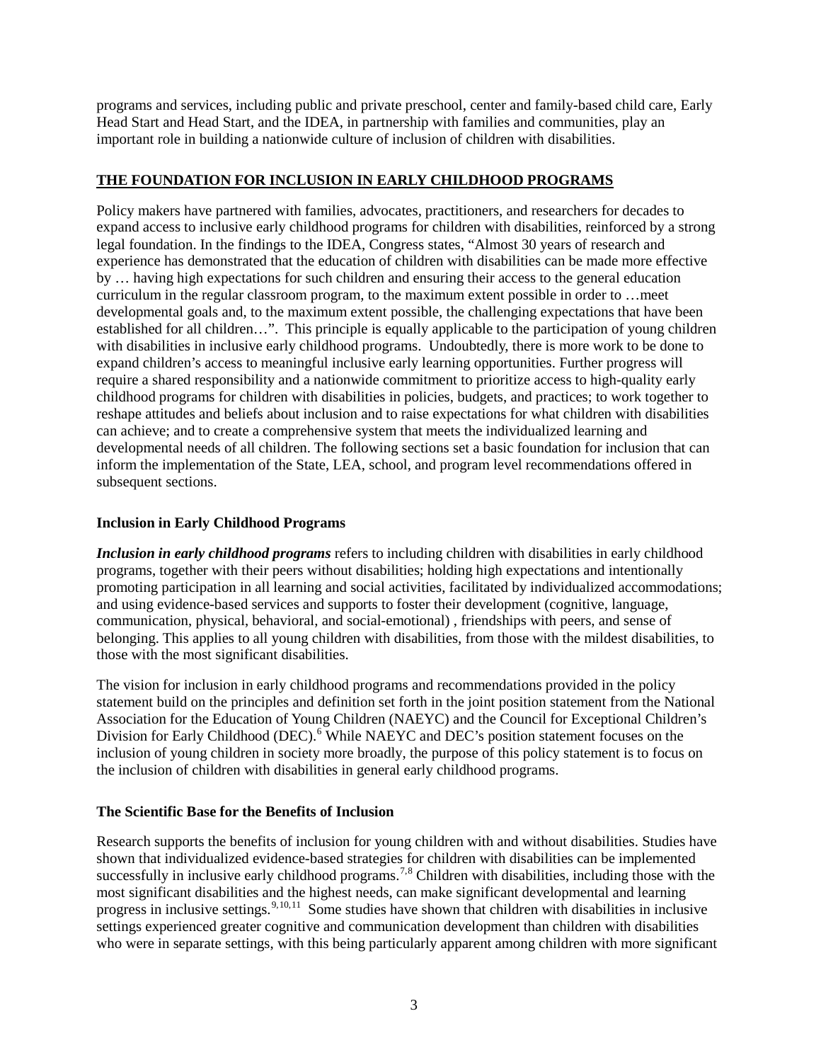programs and services, including public and private preschool, center and family-based child care, Early Head Start and Head Start, and the IDEA, in partnership with families and communities, play an important role in building a nationwide culture of inclusion of children with disabilities.

## THE FOUNDATION FOR INCLUSION IN EARLY CHILDHOOD PROGRAMS

Policy makers have partnered with families, advocates, practitioners, and researchers for decades to expand access to inclusive early childhood programs for children with disabilities, reinforced by a strong legal foundation. In the findings to the IDEA, Congress states, "Almost 30 years of research and experience has demonstrated that the education of children with disabilities can be made more effective by … having high expectations for such children and ensuring their access to the general education curriculum in the regular classroom program, to the maximum extent possible in order to …meet developmental goals and, to the maximum extent possible, the challenging expectations that have been established for all children…". This principle is equally applicable to the participation of young children with disabilities in inclusive early childhood programs. Undoubtedly, there is more work to be done to expand children's access to meaningful inclusive early learning opportunities. Further progress will require a shared responsibility and a nationwide commitment to prioritize access to high-quality early childhood programs for children with disabilities in policies, budgets, and practices; to work together to reshape attitudes and beliefs about inclusion and to raise expectations for what children with disabilities can achieve; and to create a comprehensive system that meets the individualized learning and developmental needs of all children. The following sections set a basic foundation for inclusion that can inform the implementation of the State, LEA, school, and program level recommendations offered in subsequent sections.

### Inclusion in Early Childhood Programs

***Inclusion in early childhood programs*** refers to including children with disabilities in early childhood programs, together with their peers without disabilities; holding high expectations and intentionally promoting participation in all learning and social activities, facilitated by individualized accommodations; and using evidence-based services and supports to foster their development (cognitive, language, communication, physical, behavioral, and social-emotional) , friendships with peers, and sense of belonging. This applies to all young children with disabilities, from those with the mildest disabilities, to those with the most significant disabilities.

The vision for inclusion in early childhood programs and recommendations provided in the policy statement build on the principles and definition set forth in the joint position statement from the National Association for the Education of Young Children (NAEYC) and the Council for Exceptional Children's Division for Early Childhood (DEC).[6] While NAEYC and DEC's position statement focuses on the inclusion of young children in society more broadly, the purpose of this policy statement is to focus on the inclusion of children with disabilities in general early childhood programs.

### The Scientific Base for the Benefits of Inclusion

Research supports the benefits of inclusion for young children with and without disabilities. Studies have shown that individualized evidence-based strategies for children with disabilities can be implemented successfully in inclusive early childhood programs.[7,8] Children with disabilities, including those with the most significant disabilities and the highest needs, can make significant developmental and learning progress in inclusive settings.[9,10,11] Some studies have shown that children with disabilities in inclusive settings experienced greater cognitive and communication development than children with disabilities who were in separate settings, with this being particularly apparent among children with more significant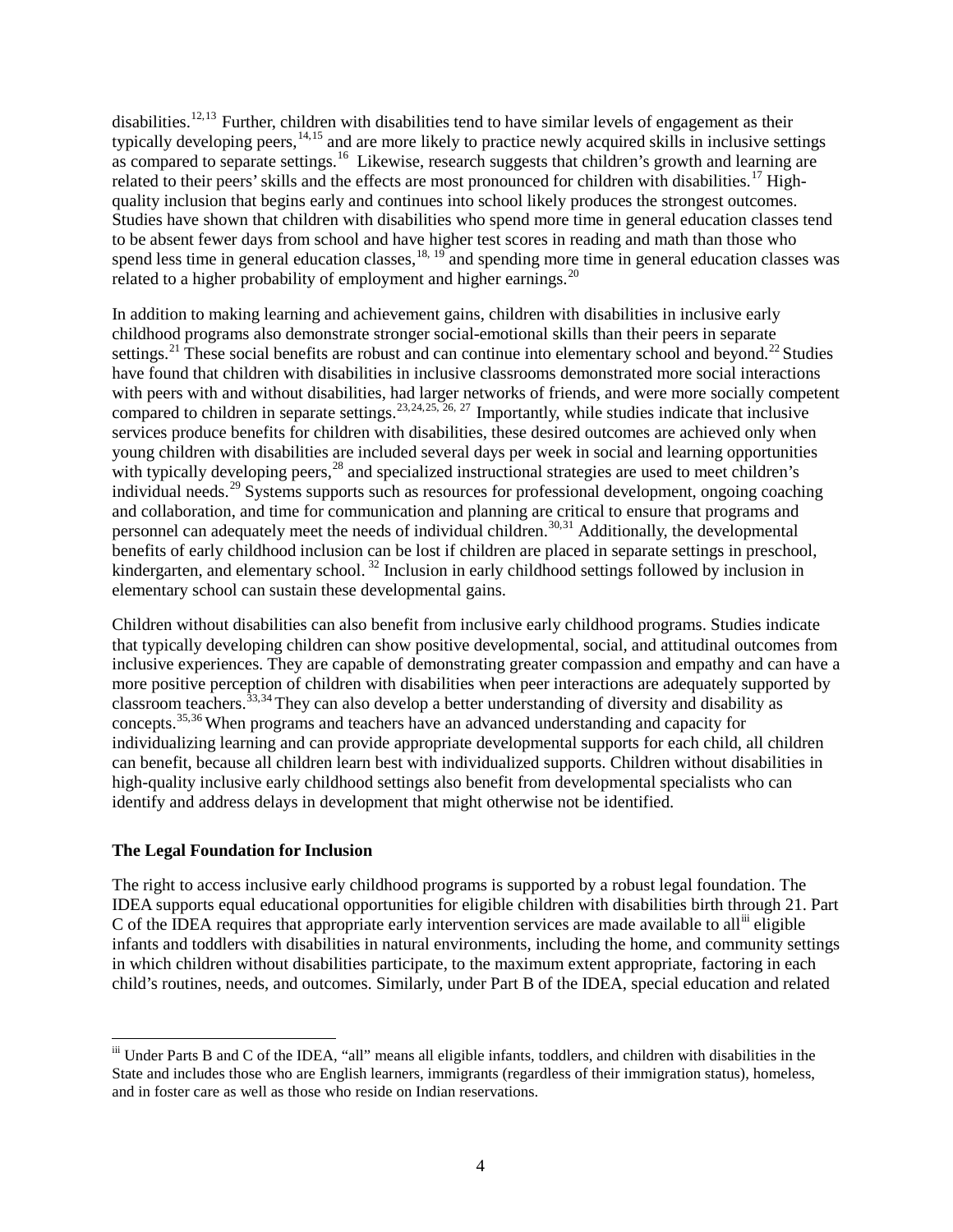disabilities.[12,13] Further, children with disabilities tend to have similar levels of engagement as their typically developing peers,[14,15] and are more likely to practice newly acquired skills in inclusive settings as compared to separate settings.[16] Likewise, research suggests that children's growth and learning are related to their peers' skills and the effects are most pronounced for children with disabilities.[17] High-quality inclusion that begins early and continues into school likely produces the strongest outcomes. Studies have shown that children with disabilities who spend more time in general education classes tend to be absent fewer days from school and have higher test scores in reading and math than those who spend less time in general education classes,[18, 19] and spending more time in general education classes was related to a higher probability of employment and higher earnings.[20]

In addition to making learning and achievement gains, children with disabilities in inclusive early childhood programs also demonstrate stronger social-emotional skills than their peers in separate settings.[21] These social benefits are robust and can continue into elementary school and beyond.[22] Studies have found that children with disabilities in inclusive classrooms demonstrated more social interactions with peers with and without disabilities, had larger networks of friends, and were more socially competent compared to children in separate settings.[23,24,25, 26, 27] Importantly, while studies indicate that inclusive services produce benefits for children with disabilities, these desired outcomes are achieved only when young children with disabilities are included several days per week in social and learning opportunities with typically developing peers,[28] and specialized instructional strategies are used to meet children's individual needs.[29] Systems supports such as resources for professional development, ongoing coaching and collaboration, and time for communication and planning are critical to ensure that programs and personnel can adequately meet the needs of individual children.[30,31] Additionally, the developmental benefits of early childhood inclusion can be lost if children are placed in separate settings in preschool, kindergarten, and elementary school. [32] Inclusion in early childhood settings followed by inclusion in elementary school can sustain these developmental gains.

Children without disabilities can also benefit from inclusive early childhood programs. Studies indicate that typically developing children can show positive developmental, social, and attitudinal outcomes from inclusive experiences. They are capable of demonstrating greater compassion and empathy and can have a more positive perception of children with disabilities when peer interactions are adequately supported by classroom teachers.[33,34] They can also develop a better understanding of diversity and disability as concepts.[35,36] When programs and teachers have an advanced understanding and capacity for individualizing learning and can provide appropriate developmental supports for each child, all children can benefit, because all children learn best with individualized supports. Children without disabilities in high-quality inclusive early childhood settings also benefit from developmental specialists who can identify and address delays in development that might otherwise not be identified.

**The Legal Foundation for Inclusion**

The right to access inclusive early childhood programs is supported by a robust legal foundation. The IDEA supports equal educational opportunities for eligible children with disabilities birth through 21. Part C of the IDEA requires that appropriate early intervention services are made available to all[iii] eligible infants and toddlers with disabilities in natural environments, including the home, and community settings in which children without disabilities participate, to the maximum extent appropriate, factoring in each child's routines, needs, and outcomes. Similarly, under Part B of the IDEA, special education and related

---

[iii] Under Parts B and C of the IDEA, "all" means all eligible infants, toddlers, and children with disabilities in the State and includes those who are English learners, immigrants (regardless of their immigration status), homeless, and in foster care as well as those who reside on Indian reservations.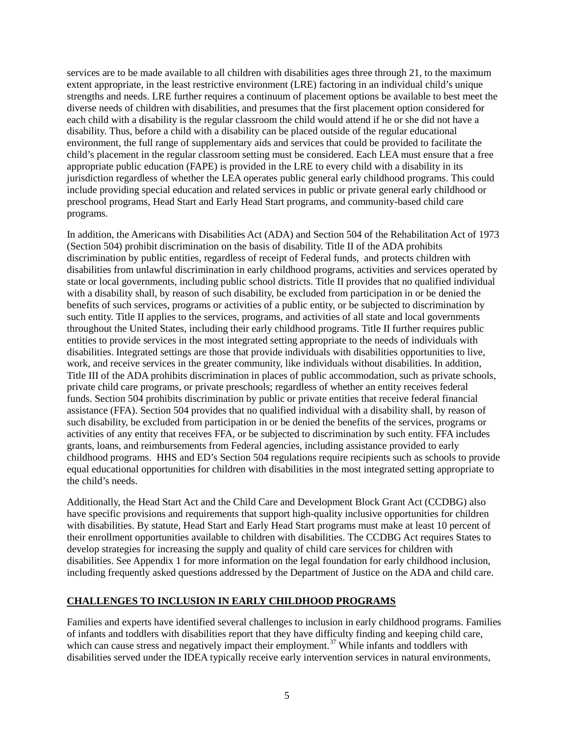services are to be made available to all children with disabilities ages three through 21, to the maximum extent appropriate, in the least restrictive environment (LRE) factoring in an individual child's unique strengths and needs. LRE further requires a continuum of placement options be available to best meet the diverse needs of children with disabilities, and presumes that the first placement option considered for each child with a disability is the regular classroom the child would attend if he or she did not have a disability. Thus, before a child with a disability can be placed outside of the regular educational environment, the full range of supplementary aids and services that could be provided to facilitate the child's placement in the regular classroom setting must be considered. Each LEA must ensure that a free appropriate public education (FAPE) is provided in the LRE to every child with a disability in its jurisdiction regardless of whether the LEA operates public general early childhood programs. This could include providing special education and related services in public or private general early childhood or preschool programs, Head Start and Early Head Start programs, and community-based child care programs.

In addition, the Americans with Disabilities Act (ADA) and Section 504 of the Rehabilitation Act of 1973 (Section 504) prohibit discrimination on the basis of disability. Title II of the ADA prohibits discrimination by public entities, regardless of receipt of Federal funds, and protects children with disabilities from unlawful discrimination in early childhood programs, activities and services operated by state or local governments, including public school districts. Title II provides that no qualified individual with a disability shall, by reason of such disability, be excluded from participation in or be denied the benefits of such services, programs or activities of a public entity, or be subjected to discrimination by such entity. Title II applies to the services, programs, and activities of all state and local governments throughout the United States, including their early childhood programs. Title II further requires public entities to provide services in the most integrated setting appropriate to the needs of individuals with disabilities. Integrated settings are those that provide individuals with disabilities opportunities to live, work, and receive services in the greater community, like individuals without disabilities. In addition, Title III of the ADA prohibits discrimination in places of public accommodation, such as private schools, private child care programs, or private preschools; regardless of whether an entity receives federal funds. Section 504 prohibits discrimination by public or private entities that receive federal financial assistance (FFA). Section 504 provides that no qualified individual with a disability shall, by reason of such disability, be excluded from participation in or be denied the benefits of the services, programs or activities of any entity that receives FFA, or be subjected to discrimination by such entity. FFA includes grants, loans, and reimbursements from Federal agencies, including assistance provided to early childhood programs. HHS and ED's Section 504 regulations require recipients such as schools to provide equal educational opportunities for children with disabilities in the most integrated setting appropriate to the child's needs.

Additionally, the Head Start Act and the Child Care and Development Block Grant Act (CCDBG) also have specific provisions and requirements that support high-quality inclusive opportunities for children with disabilities. By statute, Head Start and Early Head Start programs must make at least 10 percent of their enrollment opportunities available to children with disabilities. The CCDBG Act requires States to develop strategies for increasing the supply and quality of child care services for children with disabilities. See Appendix 1 for more information on the legal foundation for early childhood inclusion, including frequently asked questions addressed by the Department of Justice on the ADA and child care.

## CHALLENGES TO INCLUSION IN EARLY CHILDHOOD PROGRAMS

Families and experts have identified several challenges to inclusion in early childhood programs. Families of infants and toddlers with disabilities report that they have difficulty finding and keeping child care, which can cause stress and negatively impact their employment.[37] While infants and toddlers with disabilities served under the IDEA typically receive early intervention services in natural environments,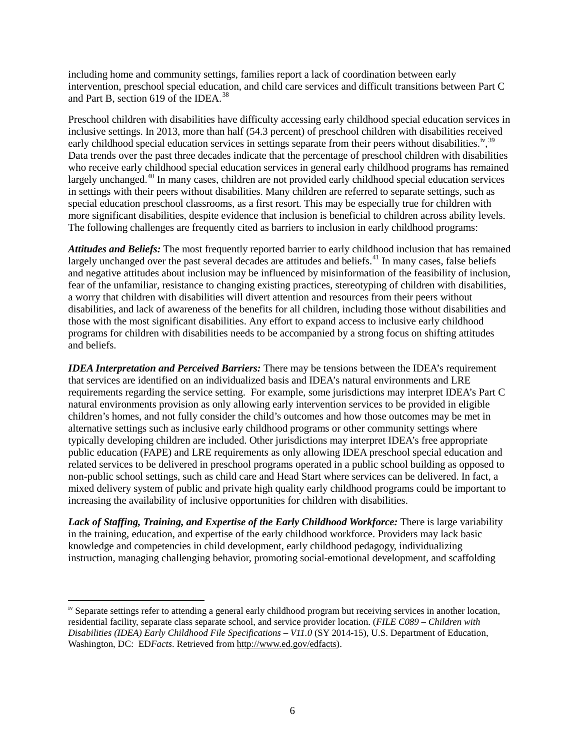including home and community settings, families report a lack of coordination between early intervention, preschool special education, and child care services and difficult transitions between Part C and Part B, section 619 of the IDEA.[38]

Preschool children with disabilities have difficulty accessing early childhood special education services in inclusive settings. In 2013, more than half (54.3 percent) of preschool children with disabilities received early childhood special education services in settings separate from their peers without disabilities.[iv],[39] Data trends over the past three decades indicate that the percentage of preschool children with disabilities who receive early childhood special education services in general early childhood programs has remained largely unchanged.[40] In many cases, children are not provided early childhood special education services in settings with their peers without disabilities. Many children are referred to separate settings, such as special education preschool classrooms, as a first resort. This may be especially true for children with more significant disabilities, despite evidence that inclusion is beneficial to children across ability levels. The following challenges are frequently cited as barriers to inclusion in early childhood programs:

***Attitudes and Beliefs:*** The most frequently reported barrier to early childhood inclusion that has remained largely unchanged over the past several decades are attitudes and beliefs.[41] In many cases, false beliefs and negative attitudes about inclusion may be influenced by misinformation of the feasibility of inclusion, fear of the unfamiliar, resistance to changing existing practices, stereotyping of children with disabilities, a worry that children with disabilities will divert attention and resources from their peers without disabilities, and lack of awareness of the benefits for all children, including those without disabilities and those with the most significant disabilities. Any effort to expand access to inclusive early childhood programs for children with disabilities needs to be accompanied by a strong focus on shifting attitudes and beliefs.

***IDEA Interpretation and Perceived Barriers:*** There may be tensions between the IDEA's requirement that services are identified on an individualized basis and IDEA's natural environments and LRE requirements regarding the service setting. For example, some jurisdictions may interpret IDEA's Part C natural environments provision as only allowing early intervention services to be provided in eligible children's homes, and not fully consider the child's outcomes and how those outcomes may be met in alternative settings such as inclusive early childhood programs or other community settings where typically developing children are included. Other jurisdictions may interpret IDEA's free appropriate public education (FAPE) and LRE requirements as only allowing IDEA preschool special education and related services to be delivered in preschool programs operated in a public school building as opposed to non-public school settings, such as child care and Head Start where services can be delivered. In fact, a mixed delivery system of public and private high quality early childhood programs could be important to increasing the availability of inclusive opportunities for children with disabilities.

***Lack of Staffing, Training, and Expertise of the Early Childhood Workforce:*** There is large variability in the training, education, and expertise of the early childhood workforce. Providers may lack basic knowledge and competencies in child development, early childhood pedagogy, individualizing instruction, managing challenging behavior, promoting social-emotional development, and scaffolding

---

[iv] Separate settings refer to attending a general early childhood program but receiving services in another location, residential facility, separate class separate school, and service provider location. (*FILE C089 – Children with Disabilities (IDEA) Early Childhood File Specifications – V11.0* (SY 2014-15), U.S. Department of Education, Washington, DC: ED*Facts*. Retrieved from http://www.ed.gov/edfacts).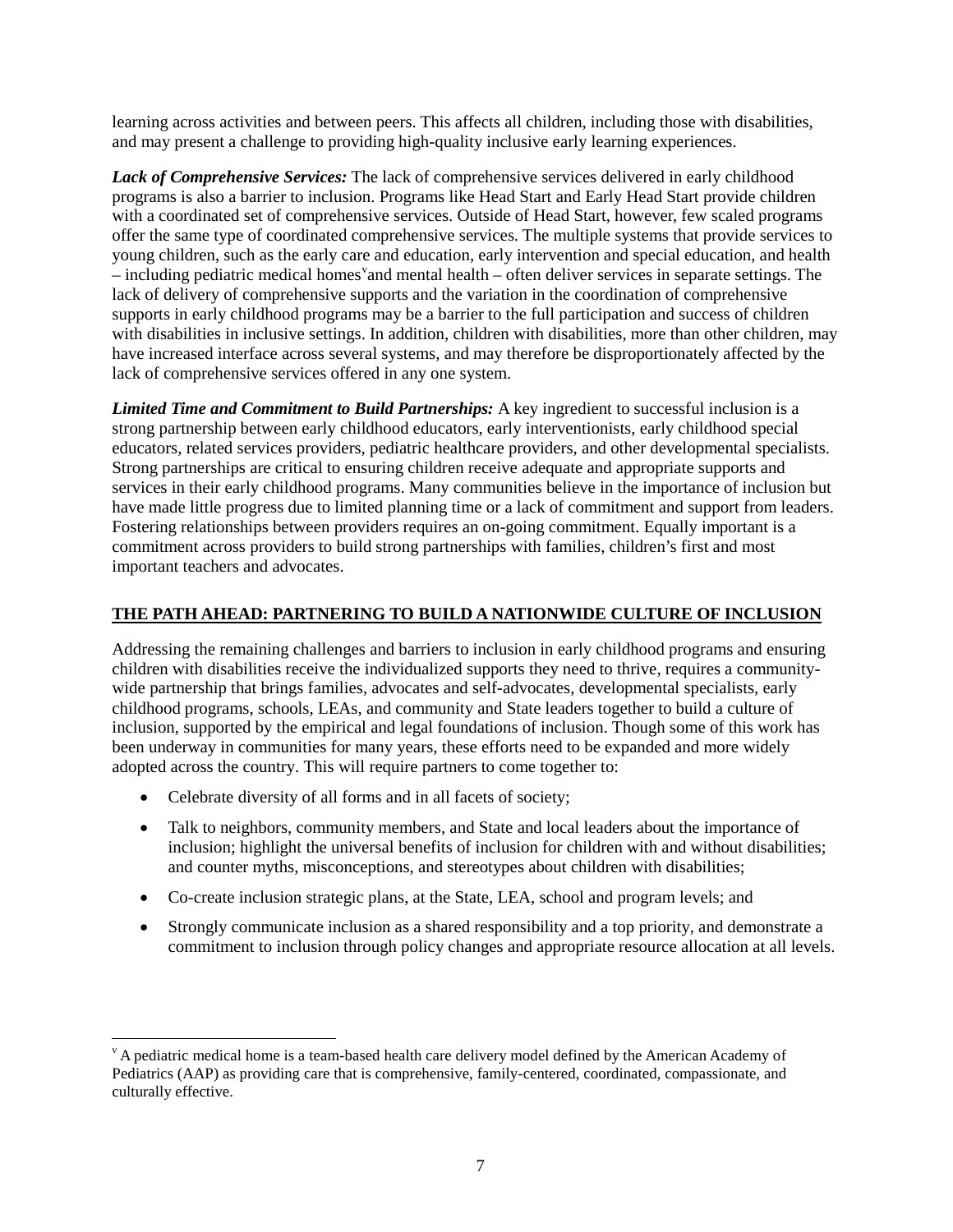learning across activities and between peers. This affects all children, including those with disabilities, and may present a challenge to providing high-quality inclusive early learning experiences.

***Lack of Comprehensive Services:*** The lack of comprehensive services delivered in early childhood programs is also a barrier to inclusion. Programs like Head Start and Early Head Start provide children with a coordinated set of comprehensive services. Outside of Head Start, however, few scaled programs offer the same type of coordinated comprehensive services. The multiple systems that provide services to young children, such as the early care and education, early intervention and special education, and health – including pediatric medical homes[v] and mental health – often deliver services in separate settings. The lack of delivery of comprehensive supports and the variation in the coordination of comprehensive supports in early childhood programs may be a barrier to the full participation and success of children with disabilities in inclusive settings. In addition, children with disabilities, more than other children, may have increased interface across several systems, and may therefore be disproportionately affected by the lack of comprehensive services offered in any one system.

***Limited Time and Commitment to Build Partnerships:*** A key ingredient to successful inclusion is a strong partnership between early childhood educators, early interventionists, early childhood special educators, related services providers, pediatric healthcare providers, and other developmental specialists. Strong partnerships are critical to ensuring children receive adequate and appropriate supports and services in their early childhood programs. Many communities believe in the importance of inclusion but have made little progress due to limited planning time or a lack of commitment and support from leaders. Fostering relationships between providers requires an on-going commitment. Equally important is a commitment across providers to build strong partnerships with families, children's first and most important teachers and advocates.

## THE PATH AHEAD: PARTNERING TO BUILD A NATIONWIDE CULTURE OF INCLUSION

Addressing the remaining challenges and barriers to inclusion in early childhood programs and ensuring children with disabilities receive the individualized supports they need to thrive, requires a community-wide partnership that brings families, advocates and self-advocates, developmental specialists, early childhood programs, schools, LEAs, and community and State leaders together to build a culture of inclusion, supported by the empirical and legal foundations of inclusion. Though some of this work has been underway in communities for many years, these efforts need to be expanded and more widely adopted across the country. This will require partners to come together to:

- Celebrate diversity of all forms and in all facets of society;
- Talk to neighbors, community members, and State and local leaders about the importance of inclusion; highlight the universal benefits of inclusion for children with and without disabilities; and counter myths, misconceptions, and stereotypes about children with disabilities;
- Co-create inclusion strategic plans, at the State, LEA, school and program levels; and
- Strongly communicate inclusion as a shared responsibility and a top priority, and demonstrate a commitment to inclusion through policy changes and appropriate resource allocation at all levels.

---

[v] A pediatric medical home is a team-based health care delivery model defined by the American Academy of Pediatrics (AAP) as providing care that is comprehensive, family-centered, coordinated, compassionate, and culturally effective.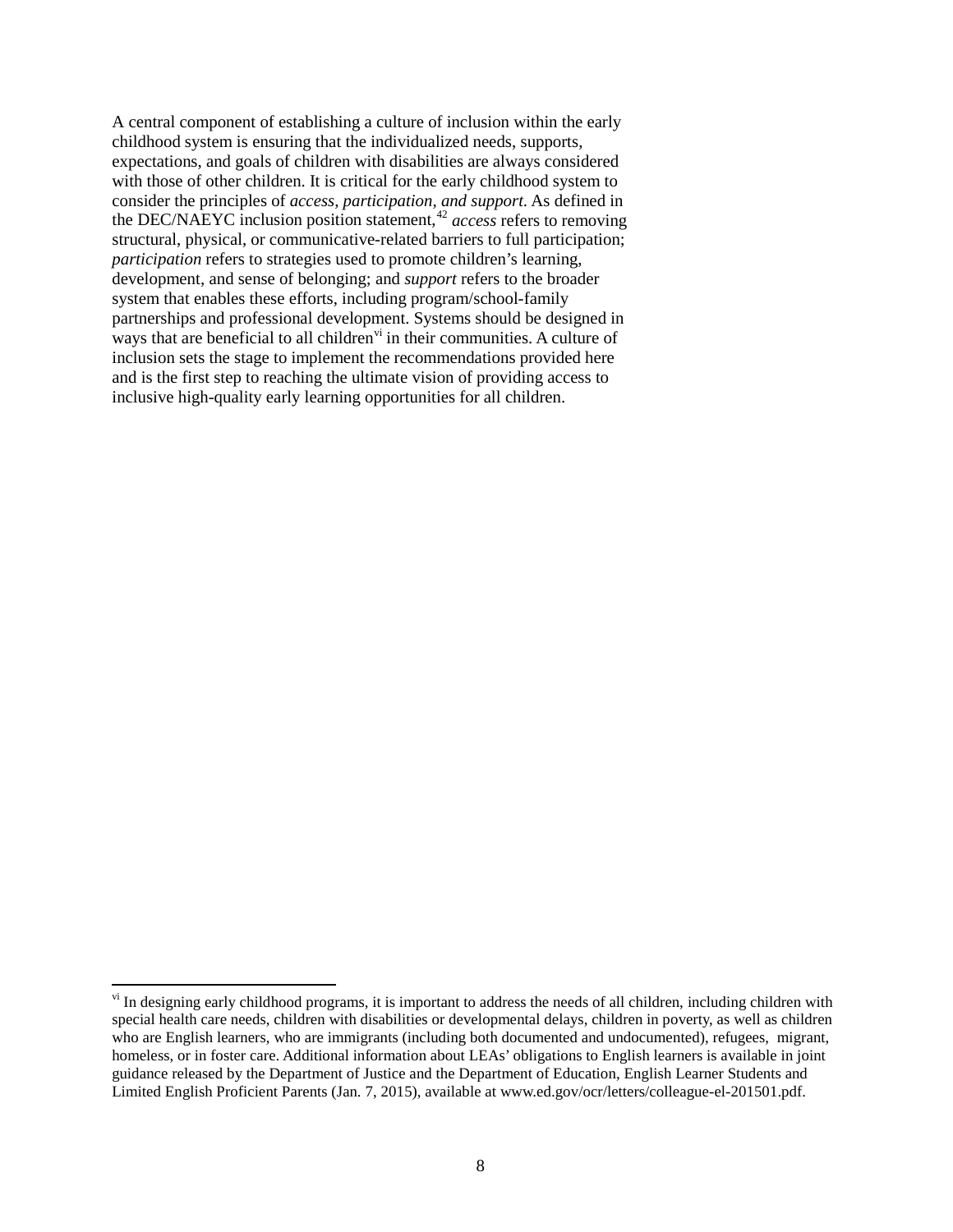A central component of establishing a culture of inclusion within the early childhood system is ensuring that the individualized needs, supports, expectations, and goals of children with disabilities are always considered with those of other children. It is critical for the early childhood system to consider the principles of *access, participation, and support*. As defined in the DEC/NAEYC inclusion position statement,[42] *access* refers to removing structural, physical, or communicative-related barriers to full participation; *participation* refers to strategies used to promote children's learning, development, and sense of belonging; and *support* refers to the broader system that enables these efforts, including program/school-family partnerships and professional development. Systems should be designed in ways that are beneficial to all children[vi] in their communities. A culture of inclusion sets the stage to implement the recommendations provided here and is the first step to reaching the ultimate vision of providing access to inclusive high-quality early learning opportunities for all children.

---

[vi] In designing early childhood programs, it is important to address the needs of all children, including children with special health care needs, children with disabilities or developmental delays, children in poverty, as well as children who are English learners, who are immigrants (including both documented and undocumented), refugees, migrant, homeless, or in foster care. Additional information about LEAs' obligations to English learners is available in joint guidance released by the Department of Justice and the Department of Education, English Learner Students and Limited English Proficient Parents (Jan. 7, 2015), available at www.ed.gov/ocr/letters/colleague-el-201501.pdf.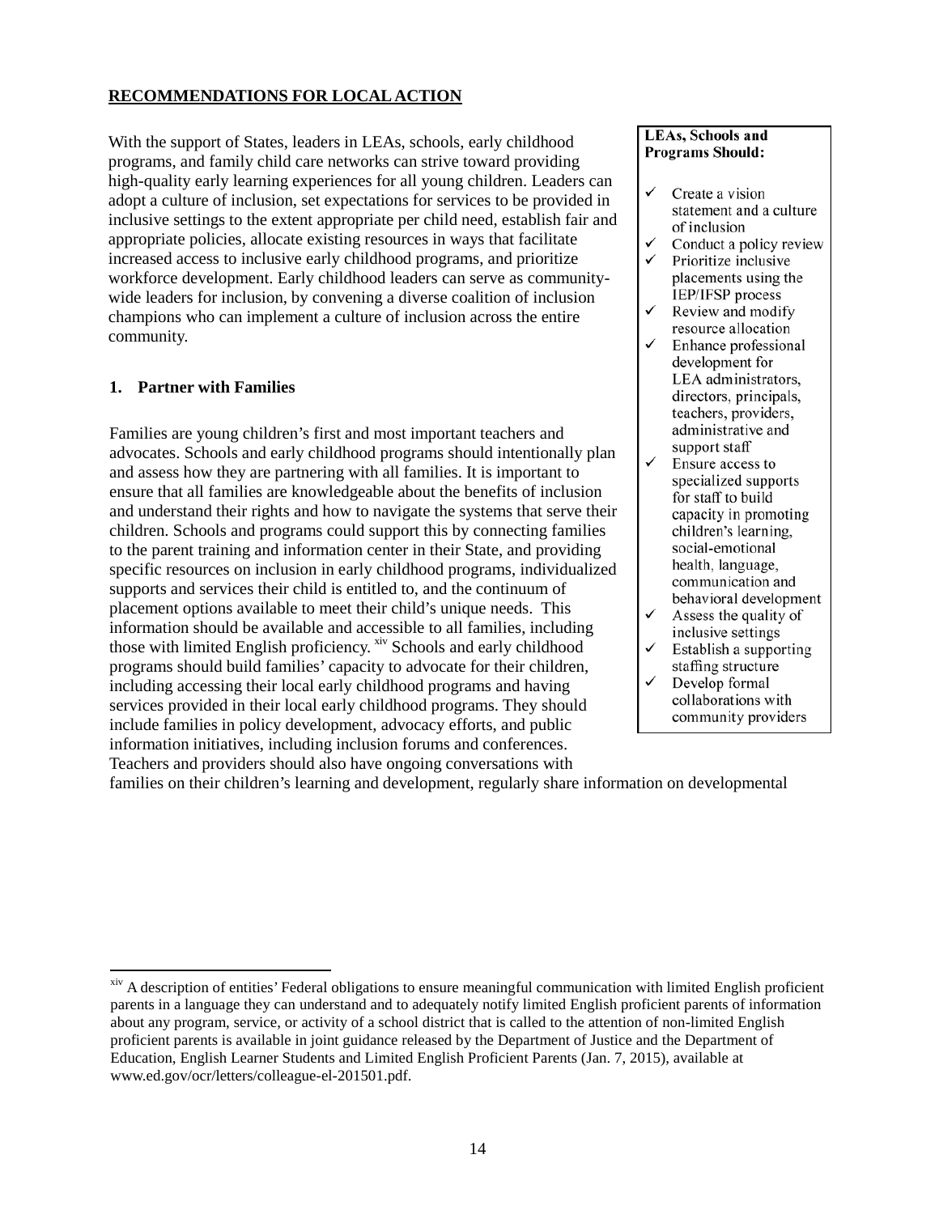**RECOMMENDATIONS FOR LOCAL ACTION**

With the support of States, leaders in LEAs, schools, early childhood programs, and family child care networks can strive toward providing high-quality early learning experiences for all young children. Leaders can adopt a culture of inclusion, set expectations for services to be provided in inclusive settings to the extent appropriate per child need, establish fair and appropriate policies, allocate existing resources in ways that facilitate increased access to inclusive early childhood programs, and prioritize workforce development. Early childhood leaders can serve as community-wide leaders for inclusion, by convening a diverse coalition of inclusion champions who can implement a culture of inclusion across the entire community.

> **LEAs, Schools and Programs Should:**
>
> - ✓ Create a vision statement and a culture of inclusion
> - ✓ Conduct a policy review
> - ✓ Prioritize inclusive placements using the IEP/IFSP process
> - ✓ Review and modify resource allocation
> - ✓ Enhance professional development for LEA administrators, directors, principals, teachers, providers, administrative and support staff
> - ✓ Ensure access to specialized supports for staff to build capacity in promoting children's learning, social-emotional health, language, communication and behavioral development
> - ✓ Assess the quality of inclusive settings
> - ✓ Establish a supporting staffing structure
> - ✓ Develop formal collaborations with community providers

**1. Partner with Families**

Families are young children's first and most important teachers and advocates. Schools and early childhood programs should intentionally plan and assess how they are partnering with all families. It is important to ensure that all families are knowledgeable about the benefits of inclusion and understand their rights and how to navigate the systems that serve their children. Schools and programs could support this by connecting families to the parent training and information center in their State, and providing specific resources on inclusion in early childhood programs, individualized supports and services their child is entitled to, and the continuum of placement options available to meet their child's unique needs. This information should be available and accessible to all families, including those with limited English proficiency.[xiv] Schools and early childhood programs should build families' capacity to advocate for their children, including accessing their local early childhood programs and having services provided in their local early childhood programs. They should include families in policy development, advocacy efforts, and public information initiatives, including inclusion forums and conferences. Teachers and providers should also have ongoing conversations with families on their children's learning and development, regularly share information on developmental

[xiv] A description of entities' Federal obligations to ensure meaningful communication with limited English proficient parents in a language they can understand and to adequately notify limited English proficient parents of information about any program, service, or activity of a school district that is called to the attention of non-limited English proficient parents is available in joint guidance released by the Department of Justice and the Department of Education, English Learner Students and Limited English Proficient Parents (Jan. 7, 2015), available at www.ed.gov/ocr/letters/colleague-el-201501.pdf.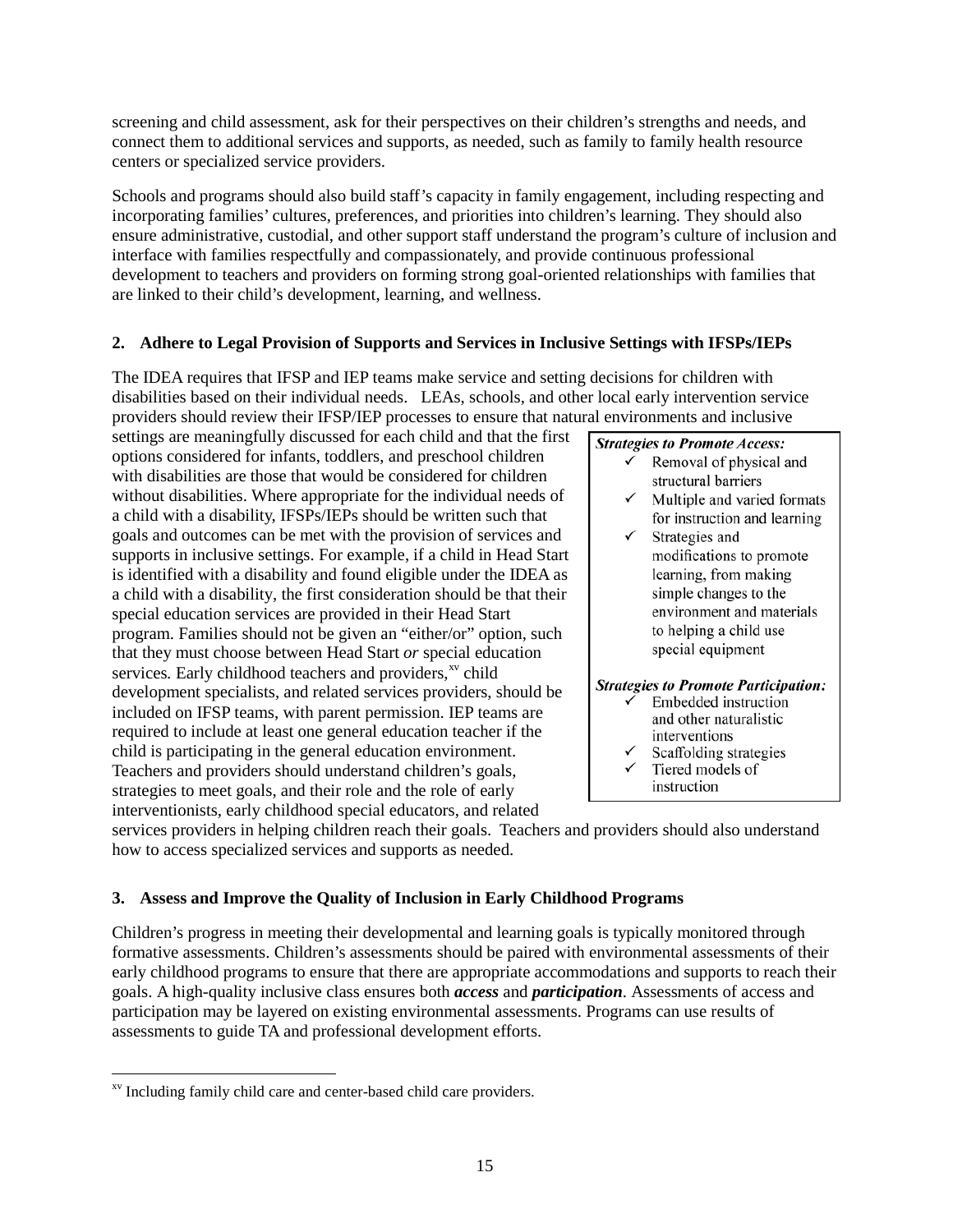screening and child assessment, ask for their perspectives on their children's strengths and needs, and connect them to additional services and supports, as needed, such as family to family health resource centers or specialized service providers.

Schools and programs should also build staff's capacity in family engagement, including respecting and incorporating families' cultures, preferences, and priorities into children's learning. They should also ensure administrative, custodial, and other support staff understand the program's culture of inclusion and interface with families respectfully and compassionately, and provide continuous professional development to teachers and providers on forming strong goal-oriented relationships with families that are linked to their child's development, learning, and wellness.

### 2. Adhere to Legal Provision of Supports and Services in Inclusive Settings with IFSPs/IEPs

The IDEA requires that IFSP and IEP teams make service and setting decisions for children with disabilities based on their individual needs. LEAs, schools, and other local early intervention service providers should review their IFSP/IEP processes to ensure that natural environments and inclusive settings are meaningfully discussed for each child and that the first options considered for infants, toddlers, and preschool children with disabilities are those that would be considered for children without disabilities. Where appropriate for the individual needs of a child with a disability, IFSPs/IEPs should be written such that goals and outcomes can be met with the provision of services and supports in inclusive settings. For example, if a child in Head Start is identified with a disability and found eligible under the IDEA as a child with a disability, the first consideration should be that their special education services are provided in their Head Start program. Families should not be given an "either/or" option, such that they must choose between Head Start *or* special education services. Early childhood teachers and providers,[xv] child development specialists, and related services providers, should be included on IFSP teams, with parent permission. IEP teams are required to include at least one general education teacher if the child is participating in the general education environment. Teachers and providers should understand children's goals, strategies to meet goals, and their role and the role of early interventionists, early childhood special educators, and related services providers in helping children reach their goals. Teachers and providers should also understand how to access specialized services and supports as needed.

***Strategies to Promote Access:***

- ✓ Removal of physical and structural barriers
- ✓ Multiple and varied formats for instruction and learning
- ✓ Strategies and modifications to promote learning, from making simple changes to the environment and materials to helping a child use special equipment

***Strategies to Promote Participation:***

- ✓ Embedded instruction and other naturalistic interventions
- ✓ Scaffolding strategies
- ✓ Tiered models of instruction

### 3. Assess and Improve the Quality of Inclusion in Early Childhood Programs

Children's progress in meeting their developmental and learning goals is typically monitored through formative assessments. Children's assessments should be paired with environmental assessments of their early childhood programs to ensure that there are appropriate accommodations and supports to reach their goals. A high-quality inclusive class ensures both ***access*** and ***participation***. Assessments of access and participation may be layered on existing environmental assessments. Programs can use results of assessments to guide TA and professional development efforts.

---

[xv] Including family child care and center-based child care providers.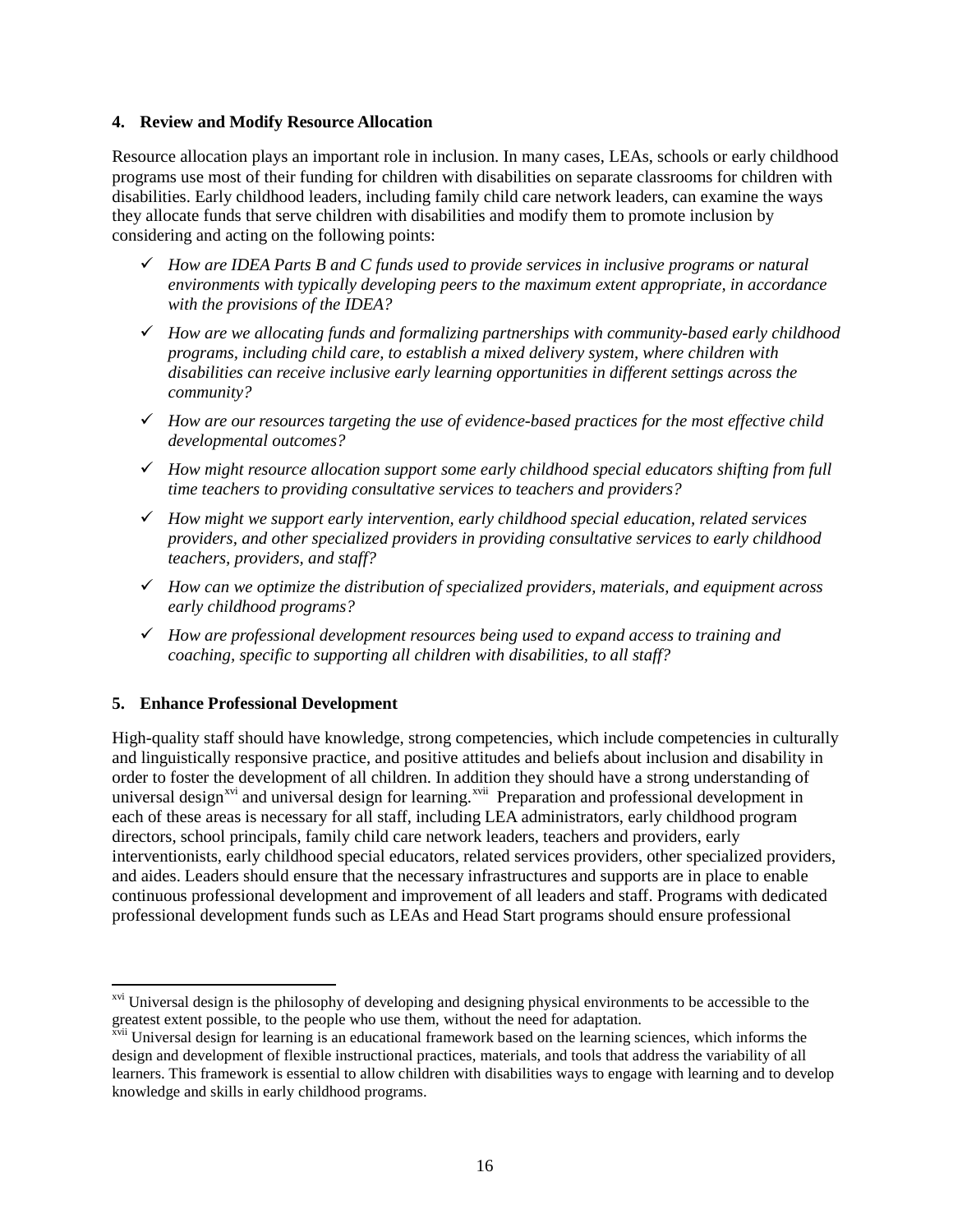#### 4. Review and Modify Resource Allocation

Resource allocation plays an important role in inclusion. In many cases, LEAs, schools or early childhood programs use most of their funding for children with disabilities on separate classrooms for children with disabilities. Early childhood leaders, including family child care network leaders, can examine the ways they allocate funds that serve children with disabilities and modify them to promote inclusion by considering and acting on the following points:

- ✓ *How are IDEA Parts B and C funds used to provide services in inclusive programs or natural environments with typically developing peers to the maximum extent appropriate, in accordance with the provisions of the IDEA?*
- ✓ *How are we allocating funds and formalizing partnerships with community-based early childhood programs, including child care, to establish a mixed delivery system, where children with disabilities can receive inclusive early learning opportunities in different settings across the community?*
- ✓ *How are our resources targeting the use of evidence-based practices for the most effective child developmental outcomes?*
- ✓ *How might resource allocation support some early childhood special educators shifting from full time teachers to providing consultative services to teachers and providers?*
- ✓ *How might we support early intervention, early childhood special education, related services providers, and other specialized providers in providing consultative services to early childhood teachers, providers, and staff?*
- ✓ *How can we optimize the distribution of specialized providers, materials, and equipment across early childhood programs?*
- ✓ *How are professional development resources being used to expand access to training and coaching, specific to supporting all children with disabilities, to all staff?*

#### 5. Enhance Professional Development

High-quality staff should have knowledge, strong competencies, which include competencies in culturally and linguistically responsive practice, and positive attitudes and beliefs about inclusion and disability in order to foster the development of all children. In addition they should have a strong understanding of universal design[xvi] and universal design for learning.[xvii] Preparation and professional development in each of these areas is necessary for all staff, including LEA administrators, early childhood program directors, school principals, family child care network leaders, teachers and providers, early interventionists, early childhood special educators, related services providers, other specialized providers, and aides. Leaders should ensure that the necessary infrastructures and supports are in place to enable continuous professional development and improvement of all leaders and staff. Programs with dedicated professional development funds such as LEAs and Head Start programs should ensure professional

---

[xvi] Universal design is the philosophy of developing and designing physical environments to be accessible to the greatest extent possible, to the people who use them, without the need for adaptation.

[xvii] Universal design for learning is an educational framework based on the learning sciences, which informs the design and development of flexible instructional practices, materials, and tools that address the variability of all learners. This framework is essential to allow children with disabilities ways to engage with learning and to develop knowledge and skills in early childhood programs.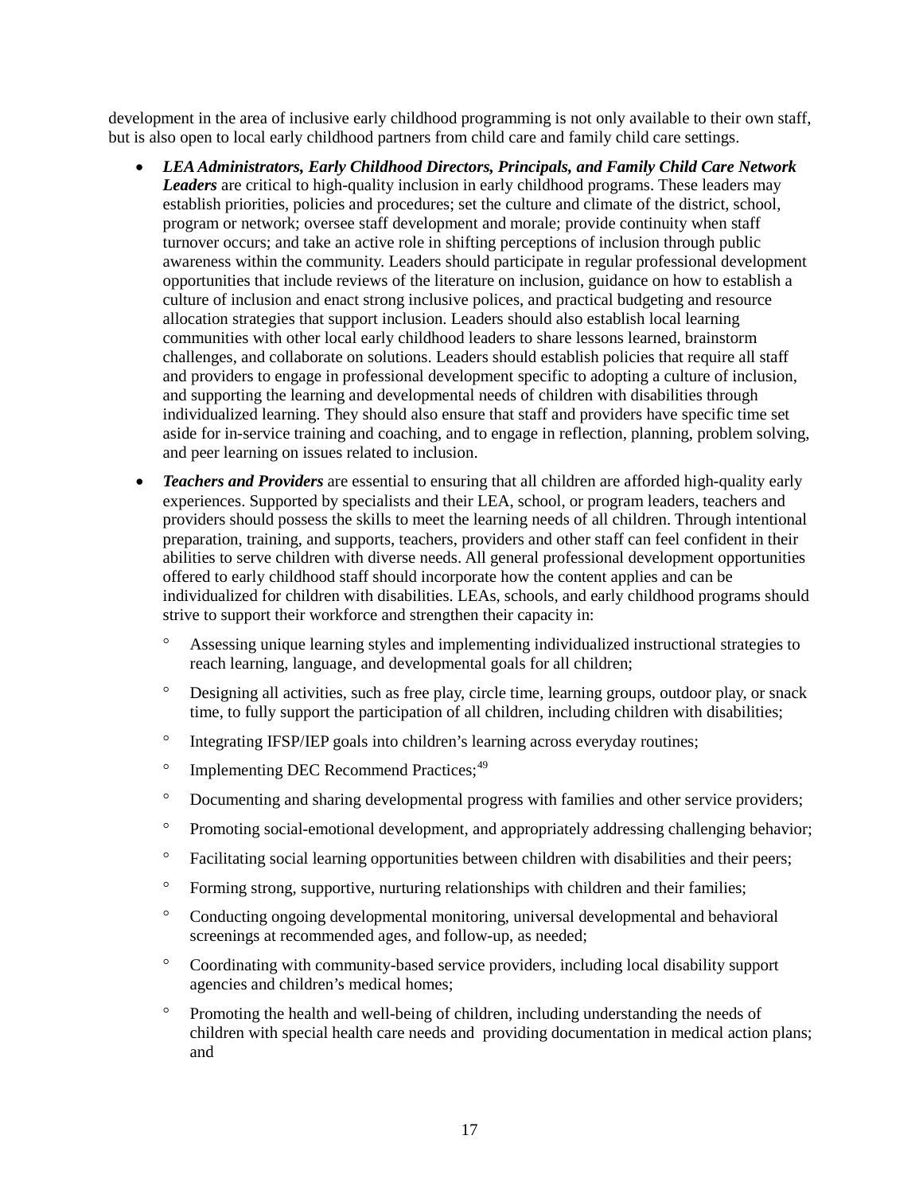development in the area of inclusive early childhood programming is not only available to their own staff, but is also open to local early childhood partners from child care and family child care settings.

- ***LEA Administrators, Early Childhood Directors, Principals, and Family Child Care Network Leaders*** are critical to high-quality inclusion in early childhood programs. These leaders may establish priorities, policies and procedures; set the culture and climate of the district, school, program or network; oversee staff development and morale; provide continuity when staff turnover occurs; and take an active role in shifting perceptions of inclusion through public awareness within the community. Leaders should participate in regular professional development opportunities that include reviews of the literature on inclusion, guidance on how to establish a culture of inclusion and enact strong inclusive polices, and practical budgeting and resource allocation strategies that support inclusion. Leaders should also establish local learning communities with other local early childhood leaders to share lessons learned, brainstorm challenges, and collaborate on solutions. Leaders should establish policies that require all staff and providers to engage in professional development specific to adopting a culture of inclusion, and supporting the learning and developmental needs of children with disabilities through individualized learning. They should also ensure that staff and providers have specific time set aside for in-service training and coaching, and to engage in reflection, planning, problem solving, and peer learning on issues related to inclusion.
- ***Teachers and Providers*** are essential to ensuring that all children are afforded high-quality early experiences. Supported by specialists and their LEA, school, or program leaders, teachers and providers should possess the skills to meet the learning needs of all children. Through intentional preparation, training, and supports, teachers, providers and other staff can feel confident in their abilities to serve children with diverse needs. All general professional development opportunities offered to early childhood staff should incorporate how the content applies and can be individualized for children with disabilities. LEAs, schools, and early childhood programs should strive to support their workforce and strengthen their capacity in:
  - Assessing unique learning styles and implementing individualized instructional strategies to reach learning, language, and developmental goals for all children;
  - Designing all activities, such as free play, circle time, learning groups, outdoor play, or snack time, to fully support the participation of all children, including children with disabilities;
  - Integrating IFSP/IEP goals into children's learning across everyday routines;
  - Implementing DEC Recommend Practices;[49]
  - Documenting and sharing developmental progress with families and other service providers;
  - Promoting social-emotional development, and appropriately addressing challenging behavior;
  - Facilitating social learning opportunities between children with disabilities and their peers;
  - Forming strong, supportive, nurturing relationships with children and their families;
  - Conducting ongoing developmental monitoring, universal developmental and behavioral screenings at recommended ages, and follow-up, as needed;
  - Coordinating with community-based service providers, including local disability support agencies and children's medical homes;
  - Promoting the health and well-being of children, including understanding the needs of children with special health care needs and providing documentation in medical action plans; and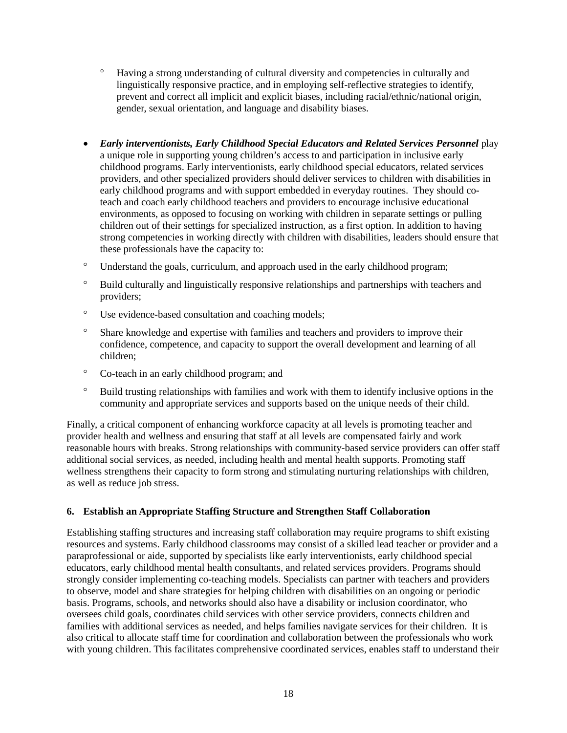- Having a strong understanding of cultural diversity and competencies in culturally and linguistically responsive practice, and in employing self-reflective strategies to identify, prevent and correct all implicit and explicit biases, including racial/ethnic/national origin, gender, sexual orientation, and language and disability biases.

- ***Early interventionists, Early Childhood Special Educators and Related Services Personnel*** play a unique role in supporting young children's access to and participation in inclusive early childhood programs. Early interventionists, early childhood special educators, related services providers, and other specialized providers should deliver services to children with disabilities in early childhood programs and with support embedded in everyday routines. They should co-teach and coach early childhood teachers and providers to encourage inclusive educational environments, as opposed to focusing on working with children in separate settings or pulling children out of their settings for specialized instruction, as a first option. In addition to having strong competencies in working directly with children with disabilities, leaders should ensure that these professionals have the capacity to:
  - Understand the goals, curriculum, and approach used in the early childhood program;
  - Build culturally and linguistically responsive relationships and partnerships with teachers and providers;
  - Use evidence-based consultation and coaching models;
  - Share knowledge and expertise with families and teachers and providers to improve their confidence, competence, and capacity to support the overall development and learning of all children;
  - Co-teach in an early childhood program; and
  - Build trusting relationships with families and work with them to identify inclusive options in the community and appropriate services and supports based on the unique needs of their child.

Finally, a critical component of enhancing workforce capacity at all levels is promoting teacher and provider health and wellness and ensuring that staff at all levels are compensated fairly and work reasonable hours with breaks. Strong relationships with community-based service providers can offer staff additional social services, as needed, including health and mental health supports. Promoting staff wellness strengthens their capacity to form strong and stimulating nurturing relationships with children, as well as reduce job stress.

### 6. Establish an Appropriate Staffing Structure and Strengthen Staff Collaboration

Establishing staffing structures and increasing staff collaboration may require programs to shift existing resources and systems. Early childhood classrooms may consist of a skilled lead teacher or provider and a paraprofessional or aide, supported by specialists like early interventionists, early childhood special educators, early childhood mental health consultants, and related services providers. Programs should strongly consider implementing co-teaching models. Specialists can partner with teachers and providers to observe, model and share strategies for helping children with disabilities on an ongoing or periodic basis. Programs, schools, and networks should also have a disability or inclusion coordinator, who oversees child goals, coordinates child services with other service providers, connects children and families with additional services as needed, and helps families navigate services for their children. It is also critical to allocate staff time for coordination and collaboration between the professionals who work with young children. This facilitates comprehensive coordinated services, enables staff to understand their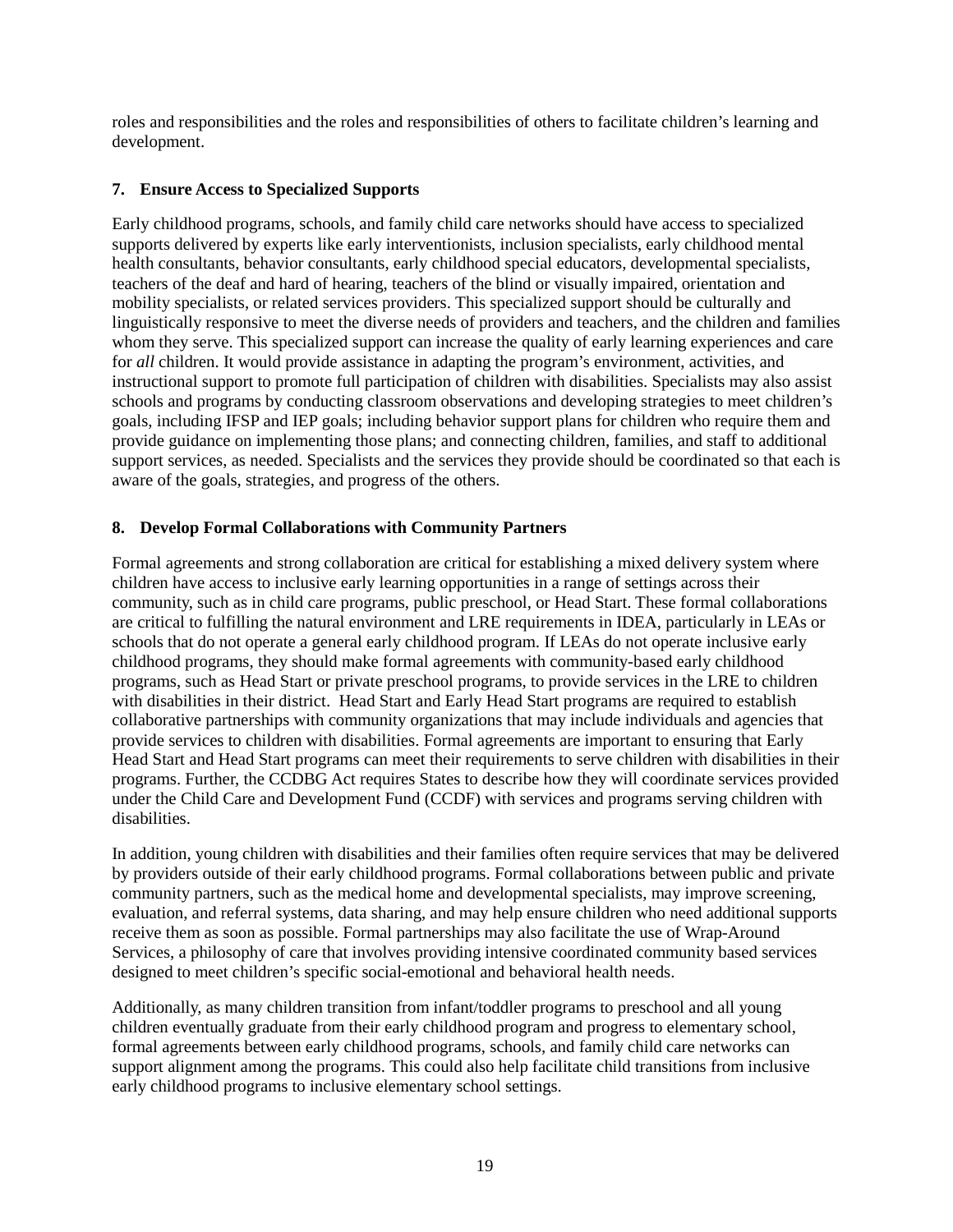roles and responsibilities and the roles and responsibilities of others to facilitate children's learning and development.

### 7. Ensure Access to Specialized Supports

Early childhood programs, schools, and family child care networks should have access to specialized supports delivered by experts like early interventionists, inclusion specialists, early childhood mental health consultants, behavior consultants, early childhood special educators, developmental specialists, teachers of the deaf and hard of hearing, teachers of the blind or visually impaired, orientation and mobility specialists, or related services providers. This specialized support should be culturally and linguistically responsive to meet the diverse needs of providers and teachers, and the children and families whom they serve. This specialized support can increase the quality of early learning experiences and care for *all* children. It would provide assistance in adapting the program's environment, activities, and instructional support to promote full participation of children with disabilities. Specialists may also assist schools and programs by conducting classroom observations and developing strategies to meet children's goals, including IFSP and IEP goals; including behavior support plans for children who require them and provide guidance on implementing those plans; and connecting children, families, and staff to additional support services, as needed. Specialists and the services they provide should be coordinated so that each is aware of the goals, strategies, and progress of the others.

### 8. Develop Formal Collaborations with Community Partners

Formal agreements and strong collaboration are critical for establishing a mixed delivery system where children have access to inclusive early learning opportunities in a range of settings across their community, such as in child care programs, public preschool, or Head Start. These formal collaborations are critical to fulfilling the natural environment and LRE requirements in IDEA, particularly in LEAs or schools that do not operate a general early childhood program. If LEAs do not operate inclusive early childhood programs, they should make formal agreements with community-based early childhood programs, such as Head Start or private preschool programs, to provide services in the LRE to children with disabilities in their district. Head Start and Early Head Start programs are required to establish collaborative partnerships with community organizations that may include individuals and agencies that provide services to children with disabilities. Formal agreements are important to ensuring that Early Head Start and Head Start programs can meet their requirements to serve children with disabilities in their programs. Further, the CCDBG Act requires States to describe how they will coordinate services provided under the Child Care and Development Fund (CCDF) with services and programs serving children with disabilities.

In addition, young children with disabilities and their families often require services that may be delivered by providers outside of their early childhood programs. Formal collaborations between public and private community partners, such as the medical home and developmental specialists, may improve screening, evaluation, and referral systems, data sharing, and may help ensure children who need additional supports receive them as soon as possible. Formal partnerships may also facilitate the use of Wrap-Around Services, a philosophy of care that involves providing intensive coordinated community based services designed to meet children's specific social-emotional and behavioral health needs.

Additionally, as many children transition from infant/toddler programs to preschool and all young children eventually graduate from their early childhood program and progress to elementary school, formal agreements between early childhood programs, schools, and family child care networks can support alignment among the programs. This could also help facilitate child transitions from inclusive early childhood programs to inclusive elementary school settings.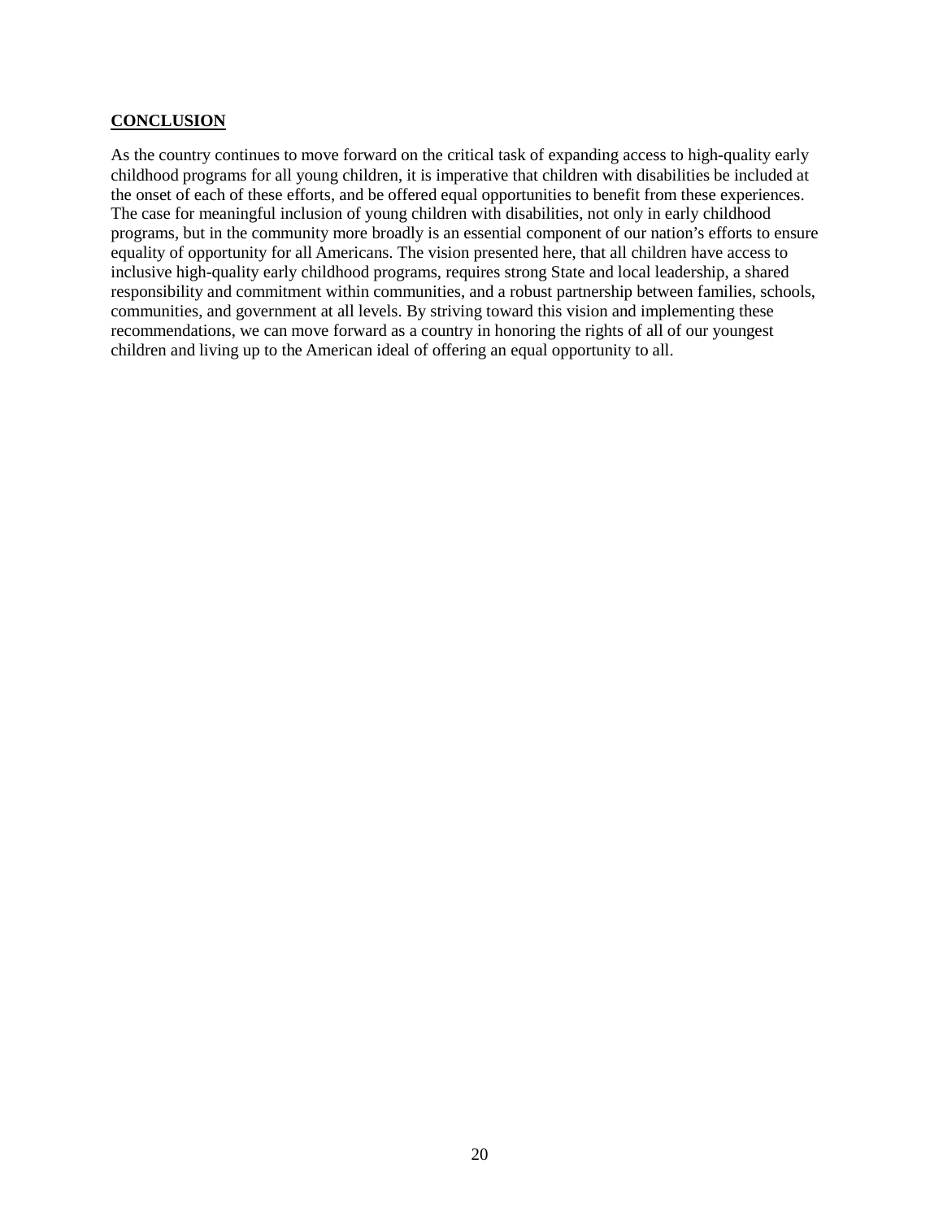## **CONCLUSION**

As the country continues to move forward on the critical task of expanding access to high-quality early childhood programs for all young children, it is imperative that children with disabilities be included at the onset of each of these efforts, and be offered equal opportunities to benefit from these experiences. The case for meaningful inclusion of young children with disabilities, not only in early childhood programs, but in the community more broadly is an essential component of our nation's efforts to ensure equality of opportunity for all Americans. The vision presented here, that all children have access to inclusive high-quality early childhood programs, requires strong State and local leadership, a shared responsibility and commitment within communities, and a robust partnership between families, schools, communities, and government at all levels. By striving toward this vision and implementing these recommendations, we can move forward as a country in honoring the rights of all of our youngest children and living up to the American ideal of offering an equal opportunity to all.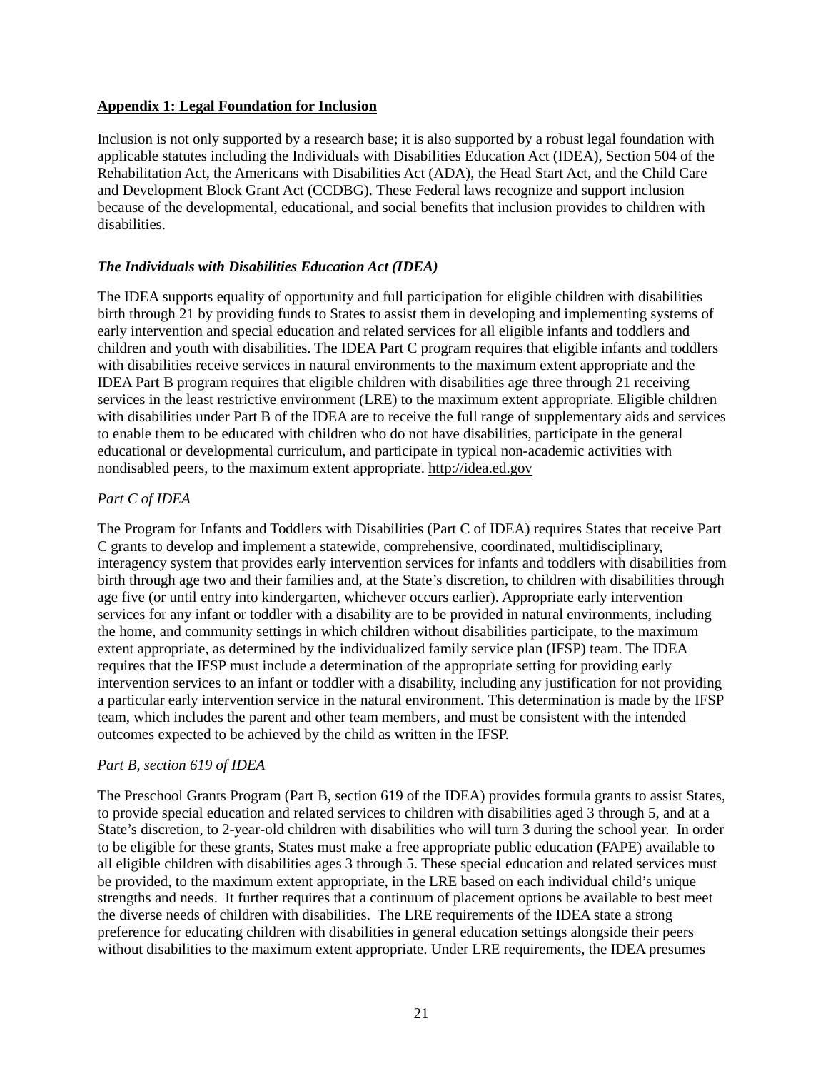## Appendix 1: Legal Foundation for Inclusion

Inclusion is not only supported by a research base; it is also supported by a robust legal foundation with applicable statutes including the Individuals with Disabilities Education Act (IDEA), Section 504 of the Rehabilitation Act, the Americans with Disabilities Act (ADA), the Head Start Act, and the Child Care and Development Block Grant Act (CCDBG). These Federal laws recognize and support inclusion because of the developmental, educational, and social benefits that inclusion provides to children with disabilities.

### *The Individuals with Disabilities Education Act (IDEA)*

The IDEA supports equality of opportunity and full participation for eligible children with disabilities birth through 21 by providing funds to States to assist them in developing and implementing systems of early intervention and special education and related services for all eligible infants and toddlers and children and youth with disabilities. The IDEA Part C program requires that eligible infants and toddlers with disabilities receive services in natural environments to the maximum extent appropriate and the IDEA Part B program requires that eligible children with disabilities age three through 21 receiving services in the least restrictive environment (LRE) to the maximum extent appropriate. Eligible children with disabilities under Part B of the IDEA are to receive the full range of supplementary aids and services to enable them to be educated with children who do not have disabilities, participate in the general educational or developmental curriculum, and participate in typical non-academic activities with nondisabled peers, to the maximum extent appropriate. http://idea.ed.gov

#### *Part C of IDEA*

The Program for Infants and Toddlers with Disabilities (Part C of IDEA) requires States that receive Part C grants to develop and implement a statewide, comprehensive, coordinated, multidisciplinary, interagency system that provides early intervention services for infants and toddlers with disabilities from birth through age two and their families and, at the State's discretion, to children with disabilities through age five (or until entry into kindergarten, whichever occurs earlier). Appropriate early intervention services for any infant or toddler with a disability are to be provided in natural environments, including the home, and community settings in which children without disabilities participate, to the maximum extent appropriate, as determined by the individualized family service plan (IFSP) team. The IDEA requires that the IFSP must include a determination of the appropriate setting for providing early intervention services to an infant or toddler with a disability, including any justification for not providing a particular early intervention service in the natural environment. This determination is made by the IFSP team, which includes the parent and other team members, and must be consistent with the intended outcomes expected to be achieved by the child as written in the IFSP.

#### *Part B, section 619 of IDEA*

The Preschool Grants Program (Part B, section 619 of the IDEA) provides formula grants to assist States, to provide special education and related services to children with disabilities aged 3 through 5, and at a State's discretion, to 2-year-old children with disabilities who will turn 3 during the school year. In order to be eligible for these grants, States must make a free appropriate public education (FAPE) available to all eligible children with disabilities ages 3 through 5. These special education and related services must be provided, to the maximum extent appropriate, in the LRE based on each individual child's unique strengths and needs. It further requires that a continuum of placement options be available to best meet the diverse needs of children with disabilities. The LRE requirements of the IDEA state a strong preference for educating children with disabilities in general education settings alongside their peers without disabilities to the maximum extent appropriate. Under LRE requirements, the IDEA presumes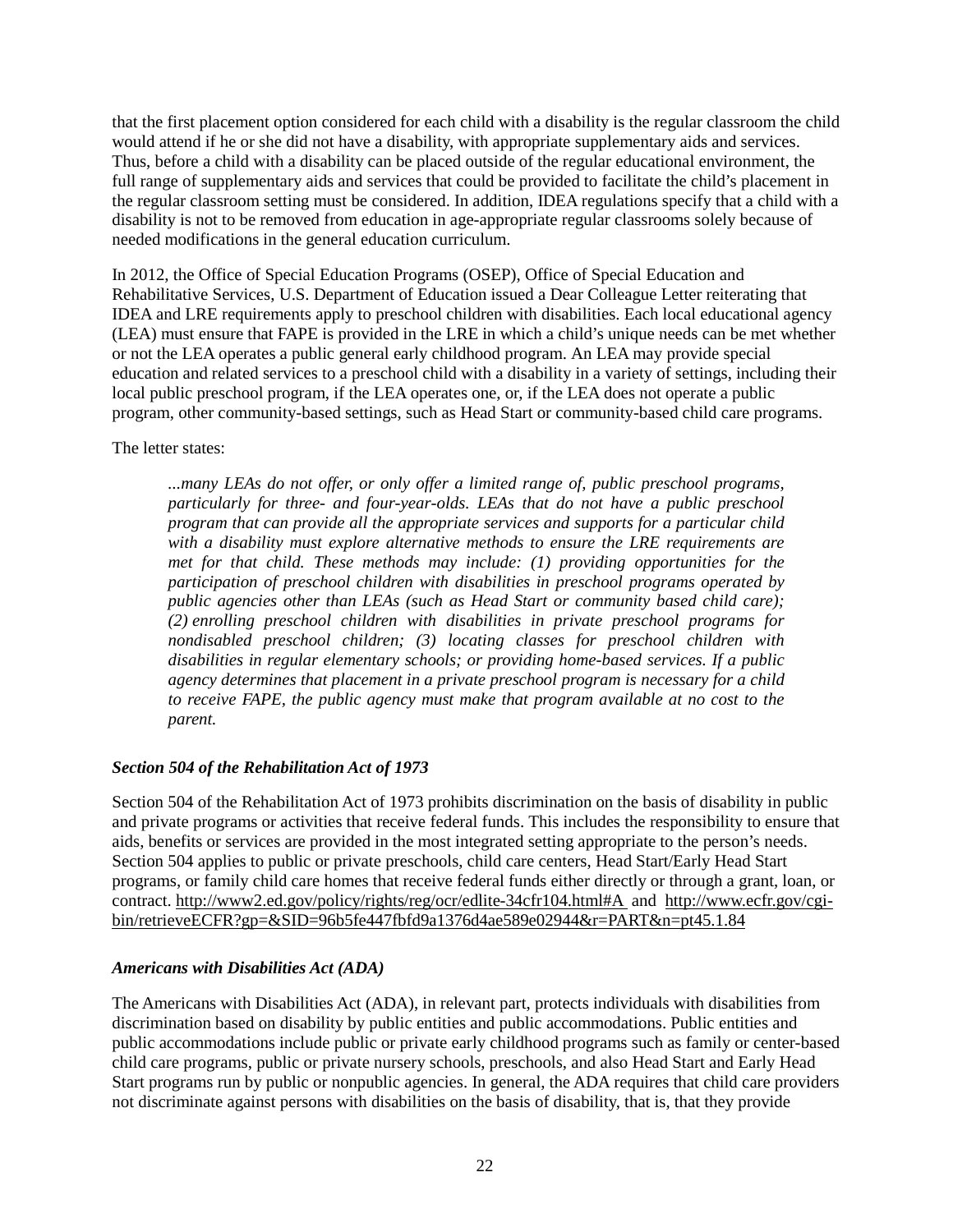that the first placement option considered for each child with a disability is the regular classroom the child would attend if he or she did not have a disability, with appropriate supplementary aids and services. Thus, before a child with a disability can be placed outside of the regular educational environment, the full range of supplementary aids and services that could be provided to facilitate the child's placement in the regular classroom setting must be considered. In addition, IDEA regulations specify that a child with a disability is not to be removed from education in age-appropriate regular classrooms solely because of needed modifications in the general education curriculum.

In 2012, the Office of Special Education Programs (OSEP), Office of Special Education and Rehabilitative Services, U.S. Department of Education issued a Dear Colleague Letter reiterating that IDEA and LRE requirements apply to preschool children with disabilities. Each local educational agency (LEA) must ensure that FAPE is provided in the LRE in which a child's unique needs can be met whether or not the LEA operates a public general early childhood program. An LEA may provide special education and related services to a preschool child with a disability in a variety of settings, including their local public preschool program, if the LEA operates one, or, if the LEA does not operate a public program, other community-based settings, such as Head Start or community-based child care programs.

The letter states:

> *...many LEAs do not offer, or only offer a limited range of, public preschool programs, particularly for three- and four-year-olds. LEAs that do not have a public preschool program that can provide all the appropriate services and supports for a particular child with a disability must explore alternative methods to ensure the LRE requirements are met for that child. These methods may include: (1) providing opportunities for the participation of preschool children with disabilities in preschool programs operated by public agencies other than LEAs (such as Head Start or community based child care); (2) enrolling preschool children with disabilities in private preschool programs for nondisabled preschool children; (3) locating classes for preschool children with disabilities in regular elementary schools; or providing home-based services. If a public agency determines that placement in a private preschool program is necessary for a child to receive FAPE, the public agency must make that program available at no cost to the parent.*

### *Section 504 of the Rehabilitation Act of 1973*

Section 504 of the Rehabilitation Act of 1973 prohibits discrimination on the basis of disability in public and private programs or activities that receive federal funds. This includes the responsibility to ensure that aids, benefits or services are provided in the most integrated setting appropriate to the person's needs. Section 504 applies to public or private preschools, child care centers, Head Start/Early Head Start programs, or family child care homes that receive federal funds either directly or through a grant, loan, or contract. http://www2.ed.gov/policy/rights/reg/ocr/edlite-34cfr104.html#A and http://www.ecfr.gov/cgi-bin/retrieveECFR?gp=&SID=96b5fe447fbfd9a1376d4ae589e02944&r=PART&n=pt45.1.84

### *Americans with Disabilities Act (ADA)*

The Americans with Disabilities Act (ADA), in relevant part, protects individuals with disabilities from discrimination based on disability by public entities and public accommodations. Public entities and public accommodations include public or private early childhood programs such as family or center-based child care programs, public or private nursery schools, preschools, and also Head Start and Early Head Start programs run by public or nonpublic agencies. In general, the ADA requires that child care providers not discriminate against persons with disabilities on the basis of disability, that is, that they provide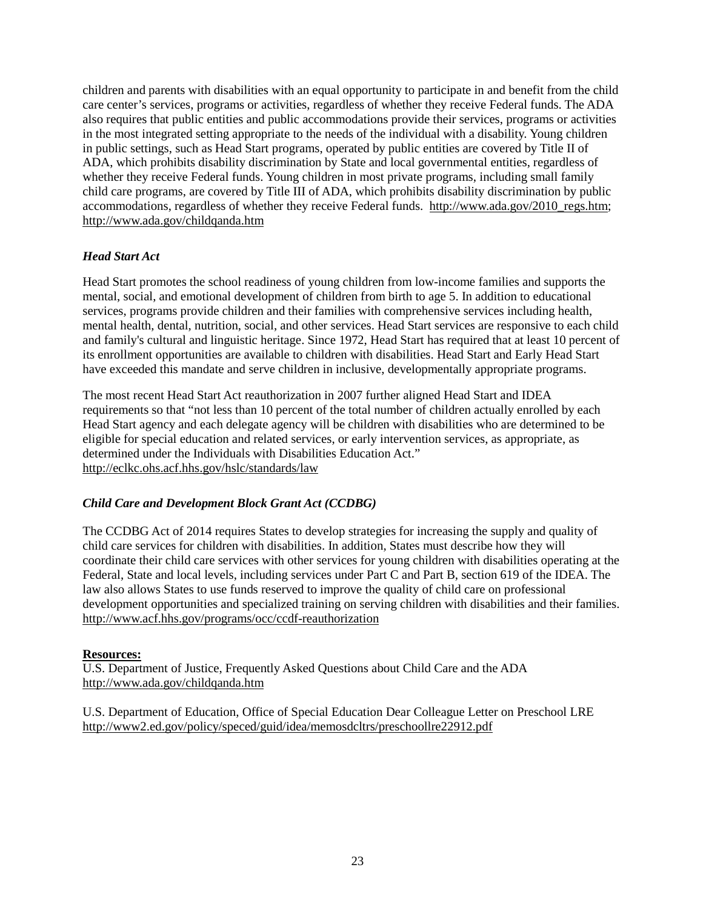children and parents with disabilities with an equal opportunity to participate in and benefit from the child care center's services, programs or activities, regardless of whether they receive Federal funds. The ADA also requires that public entities and public accommodations provide their services, programs or activities in the most integrated setting appropriate to the needs of the individual with a disability. Young children in public settings, such as Head Start programs, operated by public entities are covered by Title II of ADA, which prohibits disability discrimination by State and local governmental entities, regardless of whether they receive Federal funds. Young children in most private programs, including small family child care programs, are covered by Title III of ADA, which prohibits disability discrimination by public accommodations, regardless of whether they receive Federal funds. http://www.ada.gov/2010_regs.htm; http://www.ada.gov/childqanda.htm

### *Head Start Act*

Head Start promotes the school readiness of young children from low-income families and supports the mental, social, and emotional development of children from birth to age 5. In addition to educational services, programs provide children and their families with comprehensive services including health, mental health, dental, nutrition, social, and other services. Head Start services are responsive to each child and family's cultural and linguistic heritage. Since 1972, Head Start has required that at least 10 percent of its enrollment opportunities are available to children with disabilities. Head Start and Early Head Start have exceeded this mandate and serve children in inclusive, developmentally appropriate programs.

The most recent Head Start Act reauthorization in 2007 further aligned Head Start and IDEA requirements so that "not less than 10 percent of the total number of children actually enrolled by each Head Start agency and each delegate agency will be children with disabilities who are determined to be eligible for special education and related services, or early intervention services, as appropriate, as determined under the Individuals with Disabilities Education Act."
http://eclkc.ohs.acf.hhs.gov/hslc/standards/law

### *Child Care and Development Block Grant Act (CCDBG)*

The CCDBG Act of 2014 requires States to develop strategies for increasing the supply and quality of child care services for children with disabilities. In addition, States must describe how they will coordinate their child care services with other services for young children with disabilities operating at the Federal, State and local levels, including services under Part C and Part B, section 619 of the IDEA. The law also allows States to use funds reserved to improve the quality of child care on professional development opportunities and specialized training on serving children with disabilities and their families.
http://www.acf.hhs.gov/programs/occ/ccdf-reauthorization

**Resources:**

U.S. Department of Justice, Frequently Asked Questions about Child Care and the ADA
http://www.ada.gov/childqanda.htm

U.S. Department of Education, Office of Special Education Dear Colleague Letter on Preschool LRE
http://www2.ed.gov/policy/speced/guid/idea/memosdcltrs/preschoollre22912.pdf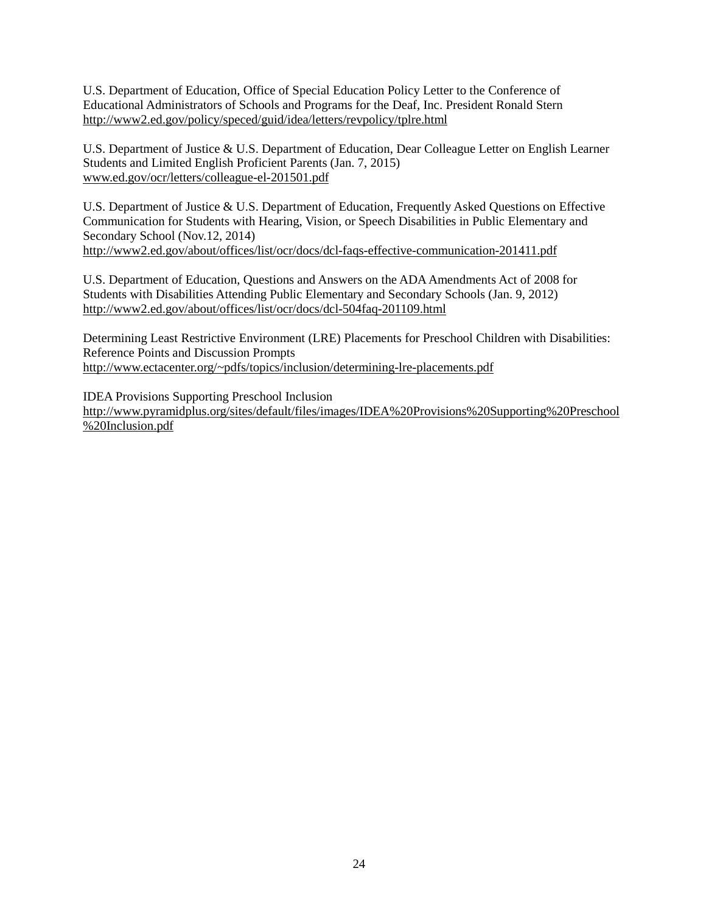U.S. Department of Education, Office of Special Education Policy Letter to the Conference of Educational Administrators of Schools and Programs for the Deaf, Inc. President Ronald Stern
http://www2.ed.gov/policy/speced/guid/idea/letters/revpolicy/tplre.html

U.S. Department of Justice & U.S. Department of Education, Dear Colleague Letter on English Learner Students and Limited English Proficient Parents (Jan. 7, 2015)
www.ed.gov/ocr/letters/colleague-el-201501.pdf

U.S. Department of Justice & U.S. Department of Education, Frequently Asked Questions on Effective Communication for Students with Hearing, Vision, or Speech Disabilities in Public Elementary and Secondary School (Nov.12, 2014)
http://www2.ed.gov/about/offices/list/ocr/docs/dcl-faqs-effective-communication-201411.pdf

U.S. Department of Education, Questions and Answers on the ADA Amendments Act of 2008 for Students with Disabilities Attending Public Elementary and Secondary Schools (Jan. 9, 2012)
http://www2.ed.gov/about/offices/list/ocr/docs/dcl-504faq-201109.html

Determining Least Restrictive Environment (LRE) Placements for Preschool Children with Disabilities: Reference Points and Discussion Prompts
http://www.ectacenter.org/~pdfs/topics/inclusion/determining-lre-placements.pdf

IDEA Provisions Supporting Preschool Inclusion
http://www.pyramidplus.org/sites/default/files/images/IDEA%20Provisions%20Supporting%20Preschool%20Inclusion.pdf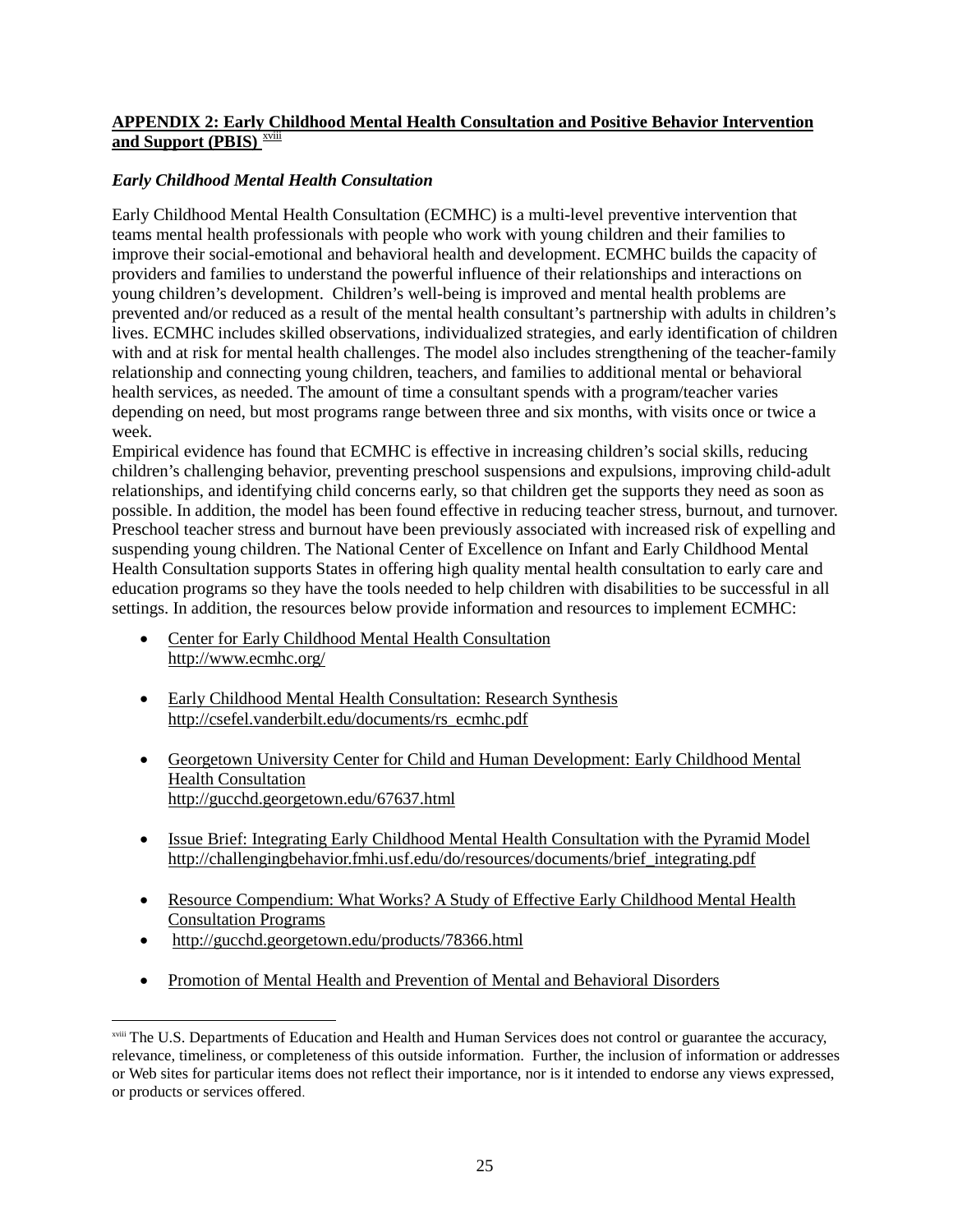## APPENDIX 2: Early Childhood Mental Health Consultation and Positive Behavior Intervention and Support (PBIS) [xviii]

### *Early Childhood Mental Health Consultation*

Early Childhood Mental Health Consultation (ECMHC) is a multi-level preventive intervention that teams mental health professionals with people who work with young children and their families to improve their social-emotional and behavioral health and development. ECMHC builds the capacity of providers and families to understand the powerful influence of their relationships and interactions on young children's development. Children's well-being is improved and mental health problems are prevented and/or reduced as a result of the mental health consultant's partnership with adults in children's lives. ECMHC includes skilled observations, individualized strategies, and early identification of children with and at risk for mental health challenges. The model also includes strengthening of the teacher-family relationship and connecting young children, teachers, and families to additional mental or behavioral health services, as needed. The amount of time a consultant spends with a program/teacher varies depending on need, but most programs range between three and six months, with visits once or twice a week.

Empirical evidence has found that ECMHC is effective in increasing children's social skills, reducing children's challenging behavior, preventing preschool suspensions and expulsions, improving child-adult relationships, and identifying child concerns early, so that children get the supports they need as soon as possible. In addition, the model has been found effective in reducing teacher stress, burnout, and turnover. Preschool teacher stress and burnout have been previously associated with increased risk of expelling and suspending young children. The National Center of Excellence on Infant and Early Childhood Mental Health Consultation supports States in offering high quality mental health consultation to early care and education programs so they have the tools needed to help children with disabilities to be successful in all settings. In addition, the resources below provide information and resources to implement ECMHC:

- Center for Early Childhood Mental Health Consultation
  http://www.ecmhc.org/
- Early Childhood Mental Health Consultation: Research Synthesis
  http://csefel.vanderbilt.edu/documents/rs_ecmhc.pdf
- Georgetown University Center for Child and Human Development: Early Childhood Mental Health Consultation
  http://gucchd.georgetown.edu/67637.html
- Issue Brief: Integrating Early Childhood Mental Health Consultation with the Pyramid Model
  http://challengingbehavior.fmhi.usf.edu/do/resources/documents/brief_integrating.pdf
- Resource Compendium: What Works? A Study of Effective Early Childhood Mental Health Consultation Programs
- http://gucchd.georgetown.edu/products/78366.html
- Promotion of Mental Health and Prevention of Mental and Behavioral Disorders

---

[xviii] The U.S. Departments of Education and Health and Human Services does not control or guarantee the accuracy, relevance, timeliness, or completeness of this outside information. Further, the inclusion of information or addresses or Web sites for particular items does not reflect their importance, nor is it intended to endorse any views expressed, or products or services offered.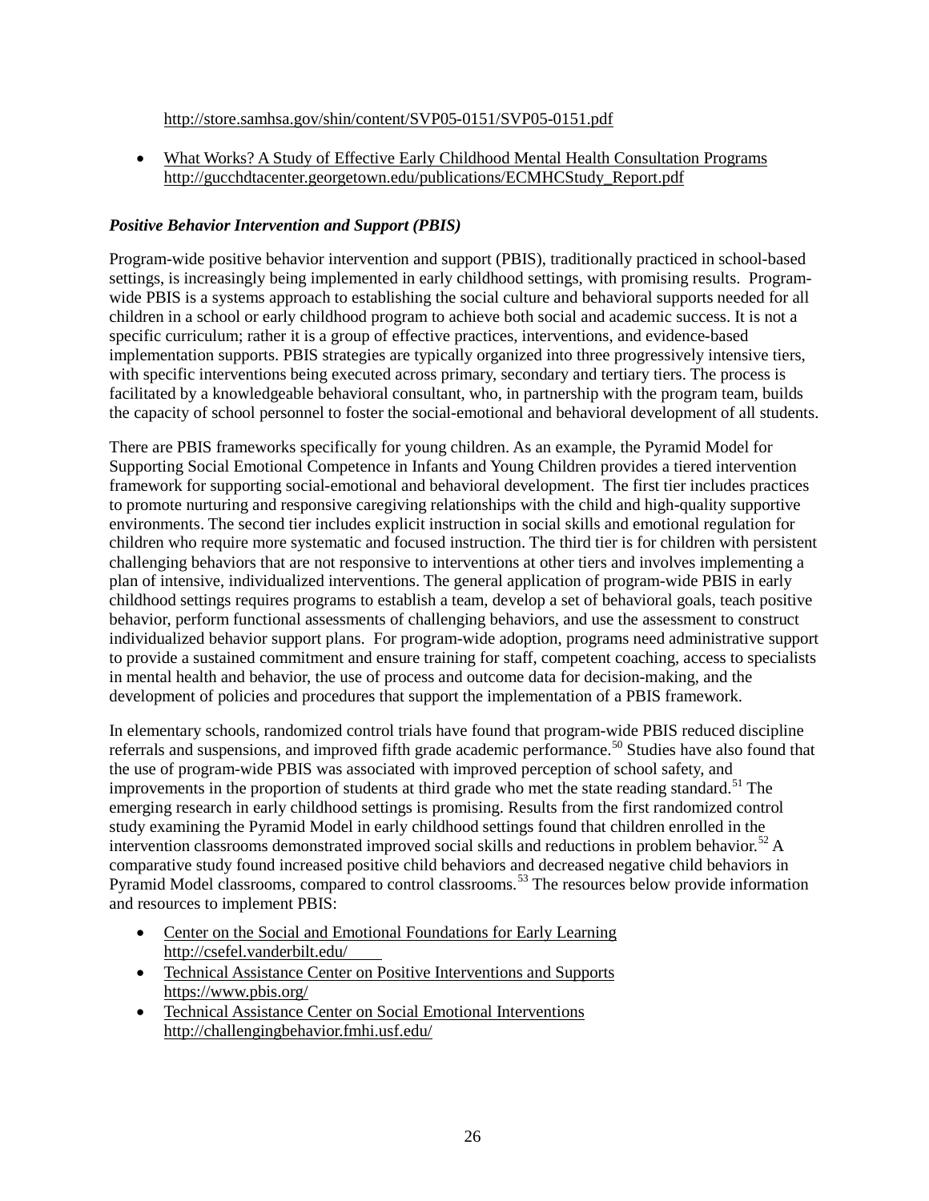http://store.samhsa.gov/shin/content/SVP05-0151/SVP05-0151.pdf

- What Works? A Study of Effective Early Childhood Mental Health Consultation Programs http://gucchdtacenter.georgetown.edu/publications/ECMHCStudy_Report.pdf

### *Positive Behavior Intervention and Support (PBIS)*

Program-wide positive behavior intervention and support (PBIS), traditionally practiced in school-based settings, is increasingly being implemented in early childhood settings, with promising results. Program-wide PBIS is a systems approach to establishing the social culture and behavioral supports needed for all children in a school or early childhood program to achieve both social and academic success. It is not a specific curriculum; rather it is a group of effective practices, interventions, and evidence-based implementation supports. PBIS strategies are typically organized into three progressively intensive tiers, with specific interventions being executed across primary, secondary and tertiary tiers. The process is facilitated by a knowledgeable behavioral consultant, who, in partnership with the program team, builds the capacity of school personnel to foster the social-emotional and behavioral development of all students.

There are PBIS frameworks specifically for young children. As an example, the Pyramid Model for Supporting Social Emotional Competence in Infants and Young Children provides a tiered intervention framework for supporting social-emotional and behavioral development. The first tier includes practices to promote nurturing and responsive caregiving relationships with the child and high-quality supportive environments. The second tier includes explicit instruction in social skills and emotional regulation for children who require more systematic and focused instruction. The third tier is for children with persistent challenging behaviors that are not responsive to interventions at other tiers and involves implementing a plan of intensive, individualized interventions. The general application of program-wide PBIS in early childhood settings requires programs to establish a team, develop a set of behavioral goals, teach positive behavior, perform functional assessments of challenging behaviors, and use the assessment to construct individualized behavior support plans. For program-wide adoption, programs need administrative support to provide a sustained commitment and ensure training for staff, competent coaching, access to specialists in mental health and behavior, the use of process and outcome data for decision-making, and the development of policies and procedures that support the implementation of a PBIS framework.

In elementary schools, randomized control trials have found that program-wide PBIS reduced discipline referrals and suspensions, and improved fifth grade academic performance.[50] Studies have also found that the use of program-wide PBIS was associated with improved perception of school safety, and improvements in the proportion of students at third grade who met the state reading standard.[51] The emerging research in early childhood settings is promising. Results from the first randomized control study examining the Pyramid Model in early childhood settings found that children enrolled in the intervention classrooms demonstrated improved social skills and reductions in problem behavior.[52] A comparative study found increased positive child behaviors and decreased negative child behaviors in Pyramid Model classrooms, compared to control classrooms.[53] The resources below provide information and resources to implement PBIS:

- Center on the Social and Emotional Foundations for Early Learning http://csefel.vanderbilt.edu/
- Technical Assistance Center on Positive Interventions and Supports https://www.pbis.org/
- Technical Assistance Center on Social Emotional Interventions http://challengingbehavior.fmhi.usf.edu/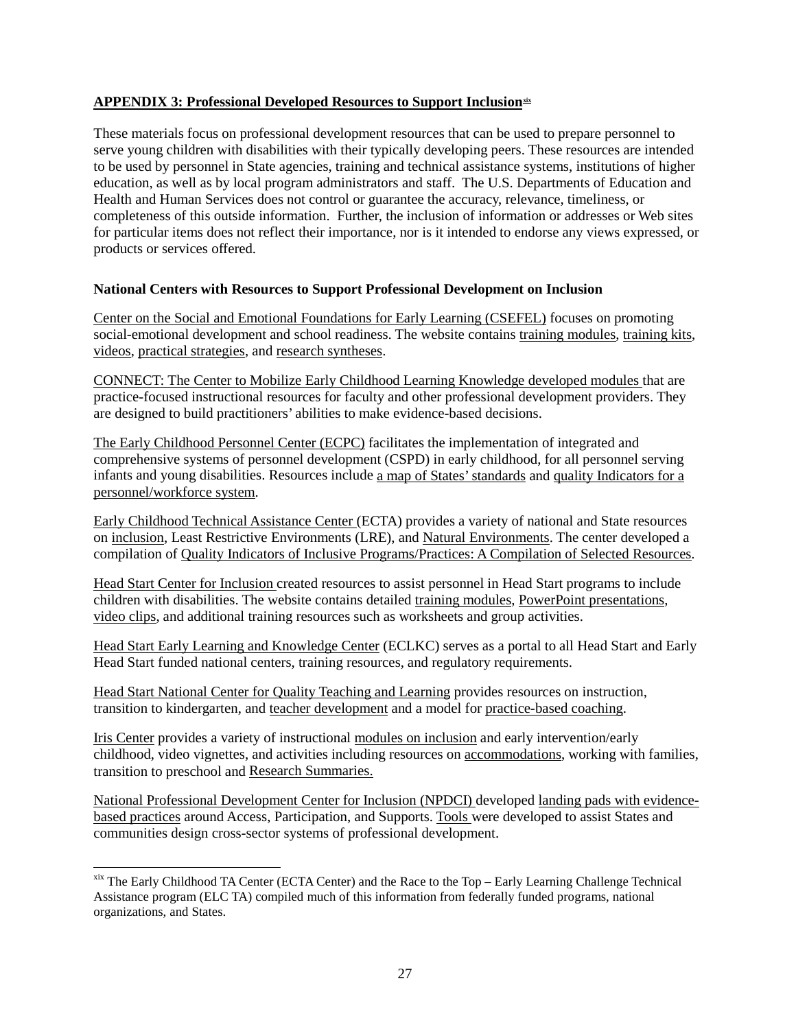## APPENDIX 3: Professional Developed Resources to Support Inclusion[xix]

These materials focus on professional development resources that can be used to prepare personnel to serve young children with disabilities with their typically developing peers. These resources are intended to be used by personnel in State agencies, training and technical assistance systems, institutions of higher education, as well as by local program administrators and staff. The U.S. Departments of Education and Health and Human Services does not control or guarantee the accuracy, relevance, timeliness, or completeness of this outside information. Further, the inclusion of information or addresses or Web sites for particular items does not reflect their importance, nor is it intended to endorse any views expressed, or products or services offered.

### National Centers with Resources to Support Professional Development on Inclusion

Center on the Social and Emotional Foundations for Early Learning (CSEFEL) focuses on promoting social-emotional development and school readiness. The website contains training modules, training kits, videos, practical strategies, and research syntheses.

CONNECT: The Center to Mobilize Early Childhood Learning Knowledge developed modules that are practice-focused instructional resources for faculty and other professional development providers. They are designed to build practitioners' abilities to make evidence-based decisions.

The Early Childhood Personnel Center (ECPC) facilitates the implementation of integrated and comprehensive systems of personnel development (CSPD) in early childhood, for all personnel serving infants and young disabilities. Resources include a map of States' standards and quality Indicators for a personnel/workforce system.

Early Childhood Technical Assistance Center (ECTA) provides a variety of national and State resources on inclusion, Least Restrictive Environments (LRE), and Natural Environments. The center developed a compilation of Quality Indicators of Inclusive Programs/Practices: A Compilation of Selected Resources.

Head Start Center for Inclusion created resources to assist personnel in Head Start programs to include children with disabilities. The website contains detailed training modules, PowerPoint presentations, video clips, and additional training resources such as worksheets and group activities.

Head Start Early Learning and Knowledge Center (ECLKC) serves as a portal to all Head Start and Early Head Start funded national centers, training resources, and regulatory requirements.

Head Start National Center for Quality Teaching and Learning provides resources on instruction, transition to kindergarten, and teacher development and a model for practice-based coaching.

Iris Center provides a variety of instructional modules on inclusion and early intervention/early childhood, video vignettes, and activities including resources on accommodations, working with families, transition to preschool and Research Summaries.

National Professional Development Center for Inclusion (NPDCI) developed landing pads with evidence-based practices around Access, Participation, and Supports. Tools were developed to assist States and communities design cross-sector systems of professional development.

---

[xix] The Early Childhood TA Center (ECTA Center) and the Race to the Top – Early Learning Challenge Technical Assistance program (ELC TA) compiled much of this information from federally funded programs, national organizations, and States.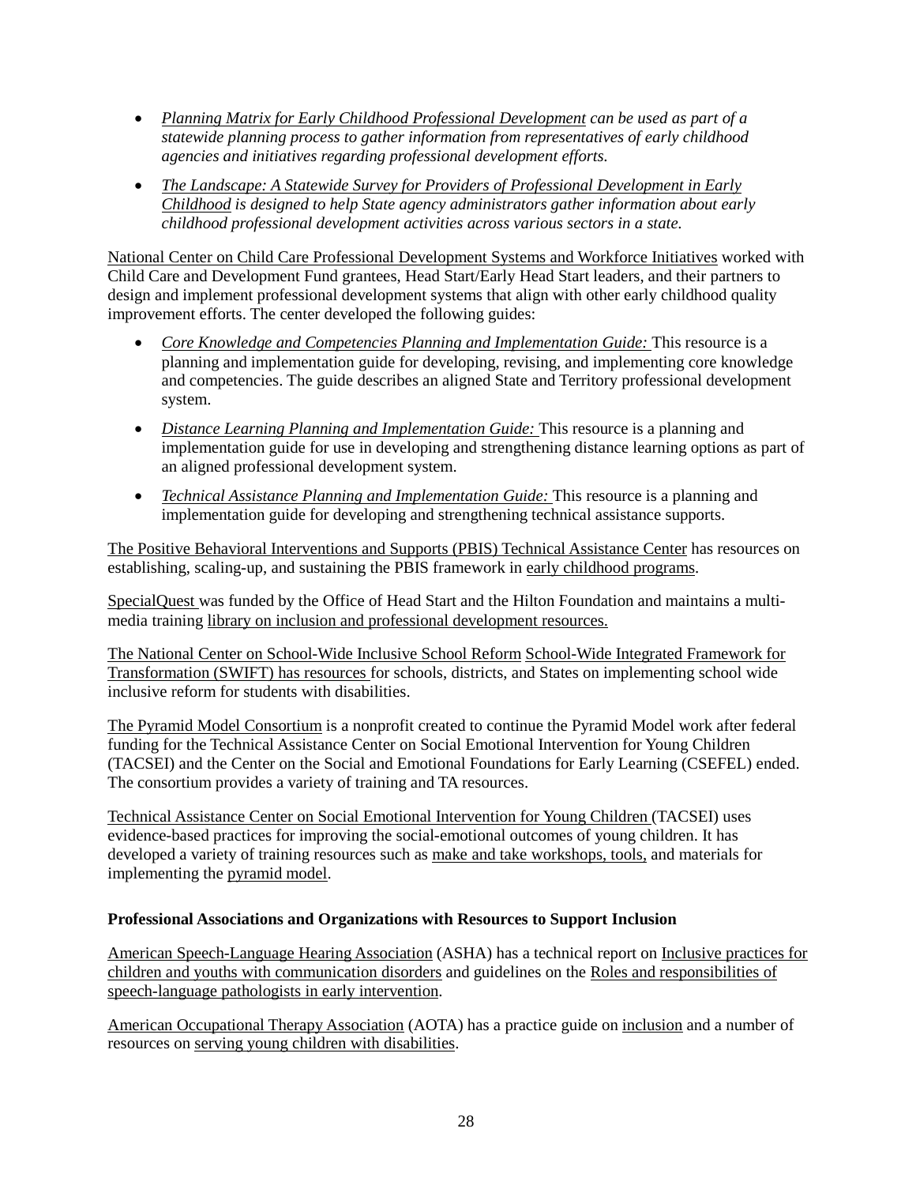- *Planning Matrix for Early Childhood Professional Development can be used as part of a statewide planning process to gather information from representatives of early childhood agencies and initiatives regarding professional development efforts.*
- *The Landscape: A Statewide Survey for Providers of Professional Development in Early Childhood is designed to help State agency administrators gather information about early childhood professional development activities across various sectors in a state.*

National Center on Child Care Professional Development Systems and Workforce Initiatives worked with Child Care and Development Fund grantees, Head Start/Early Head Start leaders, and their partners to design and implement professional development systems that align with other early childhood quality improvement efforts. The center developed the following guides:

- *Core Knowledge and Competencies Planning and Implementation Guide:* This resource is a planning and implementation guide for developing, revising, and implementing core knowledge and competencies. The guide describes an aligned State and Territory professional development system.
- *Distance Learning Planning and Implementation Guide:* This resource is a planning and implementation guide for use in developing and strengthening distance learning options as part of an aligned professional development system.
- *Technical Assistance Planning and Implementation Guide:* This resource is a planning and implementation guide for developing and strengthening technical assistance supports.

The Positive Behavioral Interventions and Supports (PBIS) Technical Assistance Center has resources on establishing, scaling-up, and sustaining the PBIS framework in early childhood programs.

SpecialQuest was funded by the Office of Head Start and the Hilton Foundation and maintains a multi-media training library on inclusion and professional development resources.

The National Center on School-Wide Inclusive School Reform School-Wide Integrated Framework for Transformation (SWIFT) has resources for schools, districts, and States on implementing school wide inclusive reform for students with disabilities.

The Pyramid Model Consortium is a nonprofit created to continue the Pyramid Model work after federal funding for the Technical Assistance Center on Social Emotional Intervention for Young Children (TACSEI) and the Center on the Social and Emotional Foundations for Early Learning (CSEFEL) ended. The consortium provides a variety of training and TA resources.

Technical Assistance Center on Social Emotional Intervention for Young Children (TACSEI) uses evidence-based practices for improving the social-emotional outcomes of young children. It has developed a variety of training resources such as make and take workshops, tools, and materials for implementing the pyramid model.

**Professional Associations and Organizations with Resources to Support Inclusion**

American Speech-Language Hearing Association (ASHA) has a technical report on Inclusive practices for children and youths with communication disorders and guidelines on the Roles and responsibilities of speech-language pathologists in early intervention.

American Occupational Therapy Association (AOTA) has a practice guide on inclusion and a number of resources on serving young children with disabilities.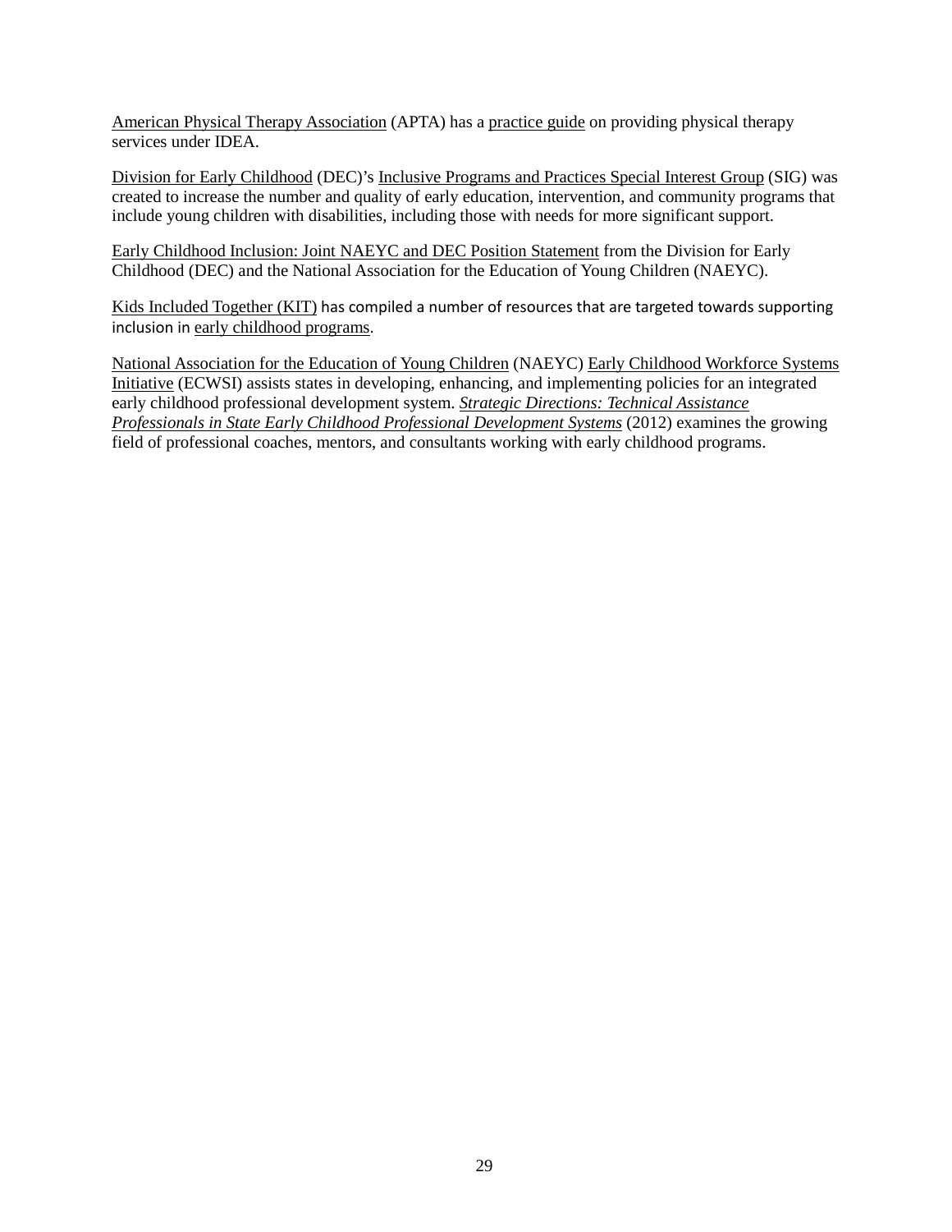American Physical Therapy Association (APTA) has a practice guide on providing physical therapy services under IDEA.

Division for Early Childhood (DEC)'s Inclusive Programs and Practices Special Interest Group (SIG) was created to increase the number and quality of early education, intervention, and community programs that include young children with disabilities, including those with needs for more significant support.

Early Childhood Inclusion: Joint NAEYC and DEC Position Statement from the Division for Early Childhood (DEC) and the National Association for the Education of Young Children (NAEYC).

Kids Included Together (KIT) has compiled a number of resources that are targeted towards supporting inclusion in early childhood programs.

National Association for the Education of Young Children (NAEYC) Early Childhood Workforce Systems Initiative (ECWSI) assists states in developing, enhancing, and implementing policies for an integrated early childhood professional development system. *Strategic Directions: Technical Assistance Professionals in State Early Childhood Professional Development Systems* (2012) examines the growing field of professional coaches, mentors, and consultants working with early childhood programs.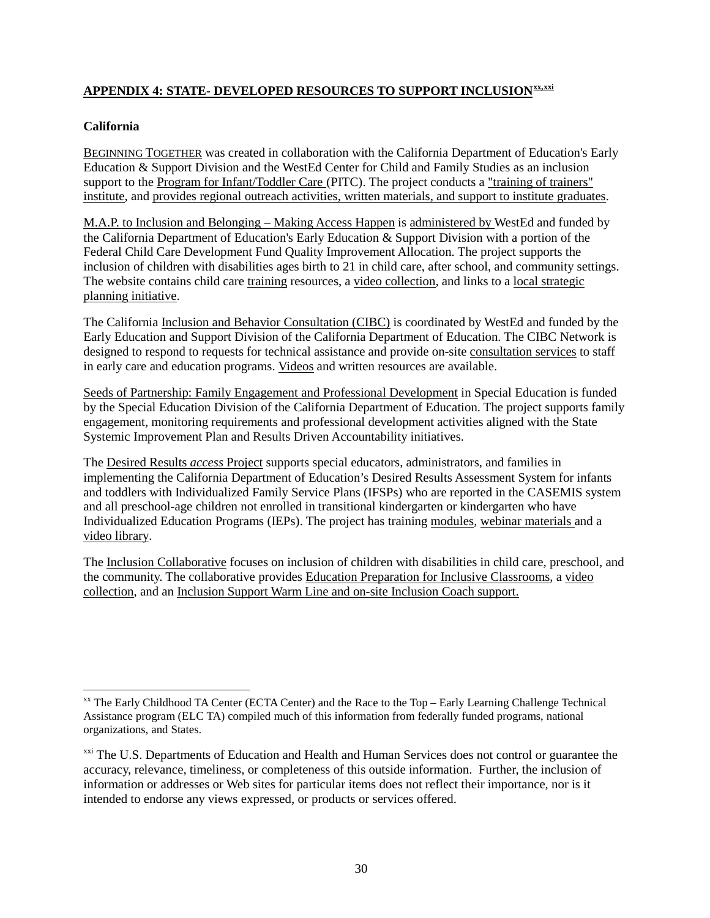## APPENDIX 4: STATE- DEVELOPED RESOURCES TO SUPPORT INCLUSION[xx,xxi]

**California**

BEGINNING TOGETHER was created in collaboration with the California Department of Education's Early Education & Support Division and the WestEd Center for Child and Family Studies as an inclusion support to the Program for Infant/Toddler Care (PITC). The project conducts a "training of trainers" institute, and provides regional outreach activities, written materials, and support to institute graduates.

M.A.P. to Inclusion and Belonging – Making Access Happen is administered by WestEd and funded by the California Department of Education's Early Education & Support Division with a portion of the Federal Child Care Development Fund Quality Improvement Allocation. The project supports the inclusion of children with disabilities ages birth to 21 in child care, after school, and community settings. The website contains child care training resources, a video collection, and links to a local strategic planning initiative.

The California Inclusion and Behavior Consultation (CIBC) is coordinated by WestEd and funded by the Early Education and Support Division of the California Department of Education. The CIBC Network is designed to respond to requests for technical assistance and provide on-site consultation services to staff in early care and education programs. Videos and written resources are available.

Seeds of Partnership: Family Engagement and Professional Development in Special Education is funded by the Special Education Division of the California Department of Education. The project supports family engagement, monitoring requirements and professional development activities aligned with the State Systemic Improvement Plan and Results Driven Accountability initiatives.

The Desired Results *access* Project supports special educators, administrators, and families in implementing the California Department of Education's Desired Results Assessment System for infants and toddlers with Individualized Family Service Plans (IFSPs) who are reported in the CASEMIS system and all preschool-age children not enrolled in transitional kindergarten or kindergarten who have Individualized Education Programs (IEPs). The project has training modules, webinar materials and a video library.

The Inclusion Collaborative focuses on inclusion of children with disabilities in child care, preschool, and the community. The collaborative provides Education Preparation for Inclusive Classrooms, a video collection, and an Inclusion Support Warm Line and on-site Inclusion Coach support.

---

[xx] The Early Childhood TA Center (ECTA Center) and the Race to the Top – Early Learning Challenge Technical Assistance program (ELC TA) compiled much of this information from federally funded programs, national organizations, and States.

[xxi] The U.S. Departments of Education and Health and Human Services does not control or guarantee the accuracy, relevance, timeliness, or completeness of this outside information. Further, the inclusion of information or addresses or Web sites for particular items does not reflect their importance, nor is it intended to endorse any views expressed, or products or services offered.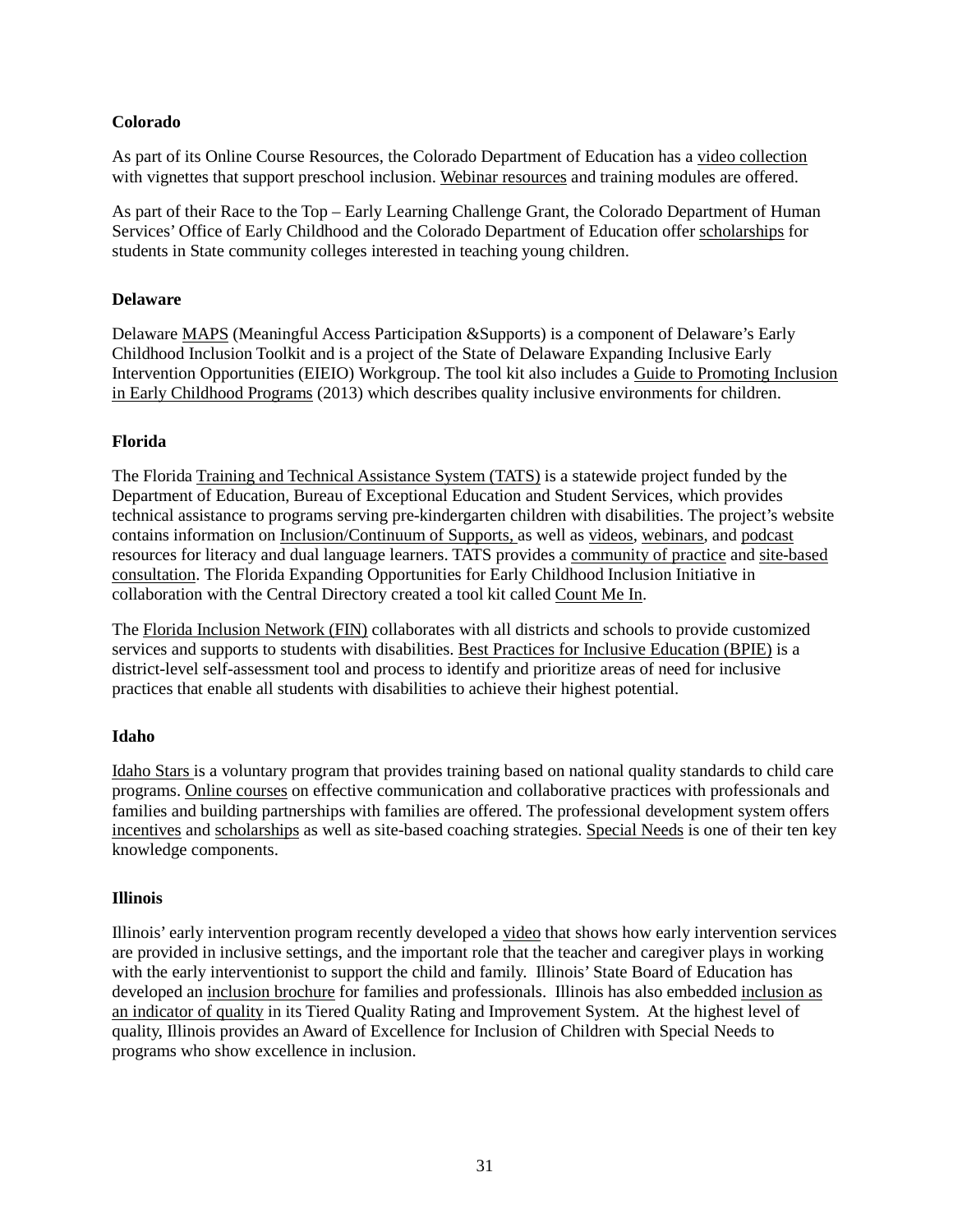**Colorado**

As part of its Online Course Resources, the Colorado Department of Education has a video collection with vignettes that support preschool inclusion. Webinar resources and training modules are offered.

As part of their Race to the Top – Early Learning Challenge Grant, the Colorado Department of Human Services' Office of Early Childhood and the Colorado Department of Education offer scholarships for students in State community colleges interested in teaching young children.

**Delaware**

Delaware MAPS (Meaningful Access Participation &Supports) is a component of Delaware's Early Childhood Inclusion Toolkit and is a project of the State of Delaware Expanding Inclusive Early Intervention Opportunities (EIEIO) Workgroup. The tool kit also includes a Guide to Promoting Inclusion in Early Childhood Programs (2013) which describes quality inclusive environments for children.

**Florida**

The Florida Training and Technical Assistance System (TATS) is a statewide project funded by the Department of Education, Bureau of Exceptional Education and Student Services, which provides technical assistance to programs serving pre-kindergarten children with disabilities. The project's website contains information on Inclusion/Continuum of Supports, as well as videos, webinars, and podcast resources for literacy and dual language learners. TATS provides a community of practice and site-based consultation. The Florida Expanding Opportunities for Early Childhood Inclusion Initiative in collaboration with the Central Directory created a tool kit called Count Me In.

The Florida Inclusion Network (FIN) collaborates with all districts and schools to provide customized services and supports to students with disabilities. Best Practices for Inclusive Education (BPIE) is a district-level self-assessment tool and process to identify and prioritize areas of need for inclusive practices that enable all students with disabilities to achieve their highest potential.

**Idaho**

Idaho Stars is a voluntary program that provides training based on national quality standards to child care programs. Online courses on effective communication and collaborative practices with professionals and families and building partnerships with families are offered. The professional development system offers incentives and scholarships as well as site-based coaching strategies. Special Needs is one of their ten key knowledge components.

**Illinois**

Illinois' early intervention program recently developed a video that shows how early intervention services are provided in inclusive settings, and the important role that the teacher and caregiver plays in working with the early interventionist to support the child and family. Illinois' State Board of Education has developed an inclusion brochure for families and professionals. Illinois has also embedded inclusion as an indicator of quality in its Tiered Quality Rating and Improvement System. At the highest level of quality, Illinois provides an Award of Excellence for Inclusion of Children with Special Needs to programs who show excellence in inclusion.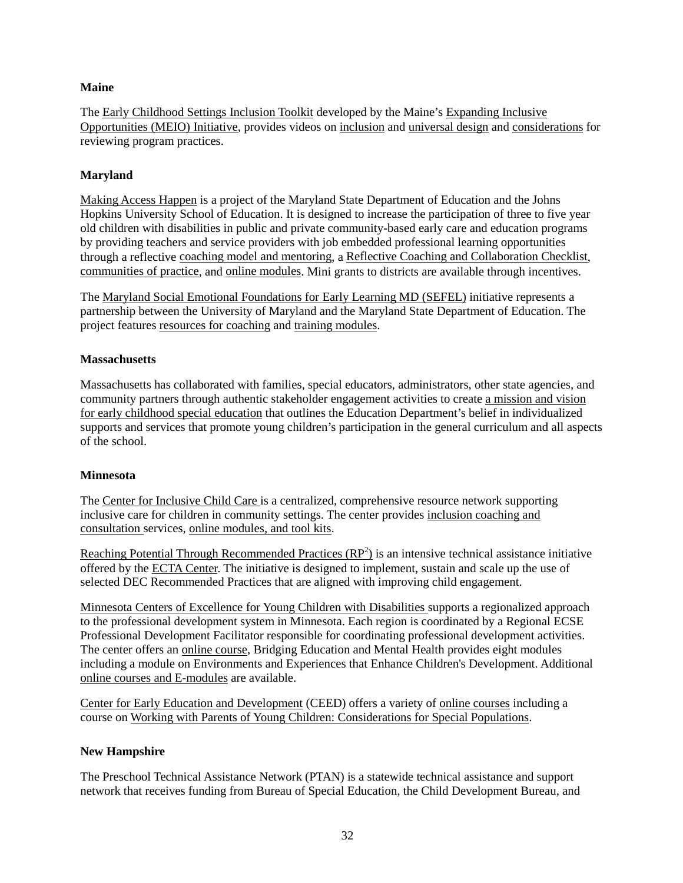**Maine**

The Early Childhood Settings Inclusion Toolkit developed by the Maine's Expanding Inclusive Opportunities (MEIO) Initiative, provides videos on inclusion and universal design and considerations for reviewing program practices.

**Maryland**

Making Access Happen is a project of the Maryland State Department of Education and the Johns Hopkins University School of Education. It is designed to increase the participation of three to five year old children with disabilities in public and private community-based early care and education programs by providing teachers and service providers with job embedded professional learning opportunities through a reflective coaching model and mentoring, a Reflective Coaching and Collaboration Checklist, communities of practice, and online modules. Mini grants to districts are available through incentives.

The Maryland Social Emotional Foundations for Early Learning MD (SEFEL) initiative represents a partnership between the University of Maryland and the Maryland State Department of Education. The project features resources for coaching and training modules.

**Massachusetts**

Massachusetts has collaborated with families, special educators, administrators, other state agencies, and community partners through authentic stakeholder engagement activities to create a mission and vision for early childhood special education that outlines the Education Department's belief in individualized supports and services that promote young children's participation in the general curriculum and all aspects of the school.

**Minnesota**

The Center for Inclusive Child Care is a centralized, comprehensive resource network supporting inclusive care for children in community settings. The center provides inclusion coaching and consultation services, online modules, and tool kits.

Reaching Potential Through Recommended Practices ($RP^2$) is an intensive technical assistance initiative offered by the ECTA Center. The initiative is designed to implement, sustain and scale up the use of selected DEC Recommended Practices that are aligned with improving child engagement.

Minnesota Centers of Excellence for Young Children with Disabilities supports a regionalized approach to the professional development system in Minnesota. Each region is coordinated by a Regional ECSE Professional Development Facilitator responsible for coordinating professional development activities. The center offers an online course, Bridging Education and Mental Health provides eight modules including a module on Environments and Experiences that Enhance Children's Development. Additional online courses and E-modules are available.

Center for Early Education and Development (CEED) offers a variety of online courses including a course on Working with Parents of Young Children: Considerations for Special Populations.

**New Hampshire**

The Preschool Technical Assistance Network (PTAN) is a statewide technical assistance and support network that receives funding from Bureau of Special Education, the Child Development Bureau, and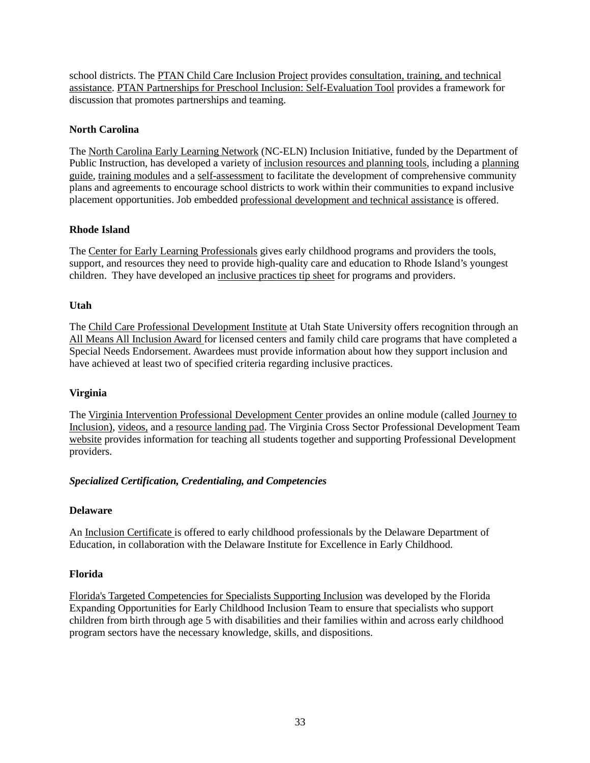school districts. The PTAN Child Care Inclusion Project provides consultation, training, and technical assistance. PTAN Partnerships for Preschool Inclusion: Self-Evaluation Tool provides a framework for discussion that promotes partnerships and teaming.

**North Carolina**

The North Carolina Early Learning Network (NC-ELN) Inclusion Initiative, funded by the Department of Public Instruction, has developed a variety of inclusion resources and planning tools, including a planning guide, training modules and a self-assessment to facilitate the development of comprehensive community plans and agreements to encourage school districts to work within their communities to expand inclusive placement opportunities. Job embedded professional development and technical assistance is offered.

**Rhode Island**

The Center for Early Learning Professionals gives early childhood programs and providers the tools, support, and resources they need to provide high-quality care and education to Rhode Island's youngest children. They have developed an inclusive practices tip sheet for programs and providers.

**Utah**

The Child Care Professional Development Institute at Utah State University offers recognition through an All Means All Inclusion Award for licensed centers and family child care programs that have completed a Special Needs Endorsement. Awardees must provide information about how they support inclusion and have achieved at least two of specified criteria regarding inclusive practices.

**Virginia**

The Virginia Intervention Professional Development Center provides an online module (called Journey to Inclusion), videos, and a resource landing pad. The Virginia Cross Sector Professional Development Team website provides information for teaching all students together and supporting Professional Development providers.

***Specialized Certification, Credentialing, and Competencies***

**Delaware**

An Inclusion Certificate is offered to early childhood professionals by the Delaware Department of Education, in collaboration with the Delaware Institute for Excellence in Early Childhood.

**Florida**

Florida's Targeted Competencies for Specialists Supporting Inclusion was developed by the Florida Expanding Opportunities for Early Childhood Inclusion Team to ensure that specialists who support children from birth through age 5 with disabilities and their families within and across early childhood program sectors have the necessary knowledge, skills, and dispositions.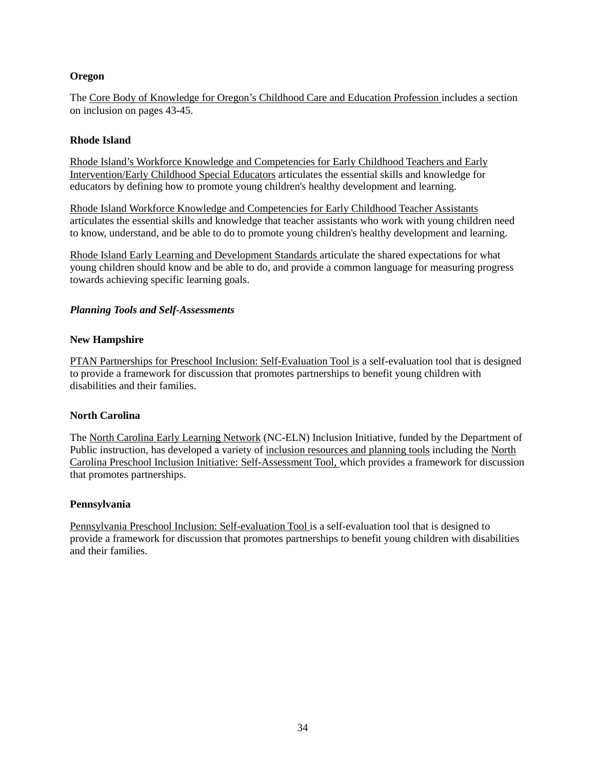**Oregon**

The Core Body of Knowledge for Oregon's Childhood Care and Education Profession includes a section on inclusion on pages 43-45.

**Rhode Island**

Rhode Island's Workforce Knowledge and Competencies for Early Childhood Teachers and Early Intervention/Early Childhood Special Educators articulates the essential skills and knowledge for educators by defining how to promote young children's healthy development and learning.

Rhode Island Workforce Knowledge and Competencies for Early Childhood Teacher Assistants articulates the essential skills and knowledge that teacher assistants who work with young children need to know, understand, and be able to do to promote young children's healthy development and learning.

Rhode Island Early Learning and Development Standards articulate the shared expectations for what young children should know and be able to do, and provide a common language for measuring progress towards achieving specific learning goals.

***Planning Tools and Self-Assessments***

**New Hampshire**

PTAN Partnerships for Preschool Inclusion: Self-Evaluation Tool is a self-evaluation tool that is designed to provide a framework for discussion that promotes partnerships to benefit young children with disabilities and their families.

**North Carolina**

The North Carolina Early Learning Network (NC-ELN) Inclusion Initiative, funded by the Department of Public instruction, has developed a variety of inclusion resources and planning tools including the North Carolina Preschool Inclusion Initiative: Self-Assessment Tool, which provides a framework for discussion that promotes partnerships.

**Pennsylvania**

Pennsylvania Preschool Inclusion: Self-evaluation Tool is a self-evaluation tool that is designed to provide a framework for discussion that promotes partnerships to benefit young children with disabilities and their families.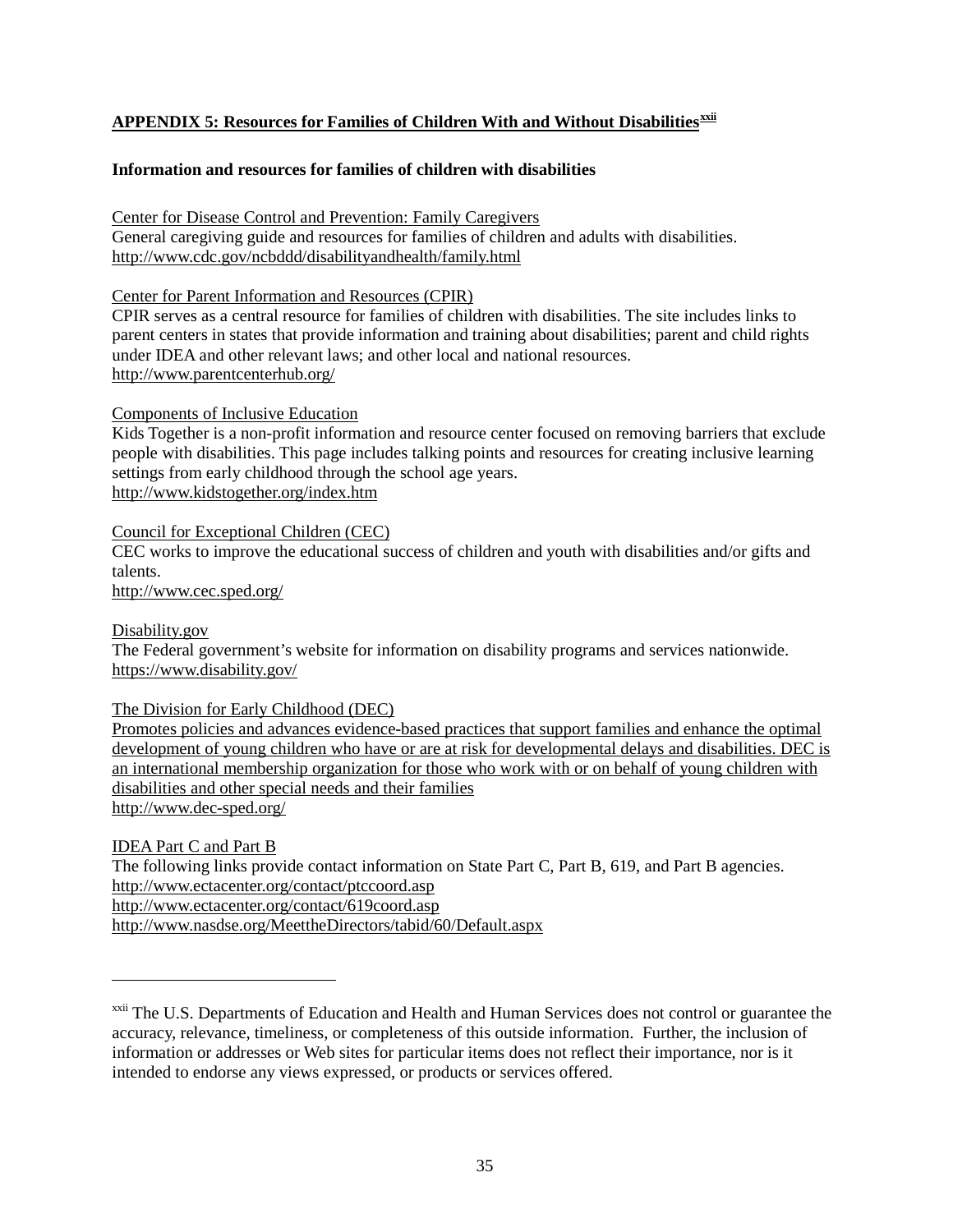## APPENDIX 5: Resources for Families of Children With and Without Disabilities[xxii]

**Information and resources for families of children with disabilities**

Center for Disease Control and Prevention: Family Caregivers
General caregiving guide and resources for families of children and adults with disabilities.
http://www.cdc.gov/ncbddd/disabilityandhealth/family.html

Center for Parent Information and Resources (CPIR)
CPIR serves as a central resource for families of children with disabilities. The site includes links to parent centers in states that provide information and training about disabilities; parent and child rights under IDEA and other relevant laws; and other local and national resources.
http://www.parentcenterhub.org/

Components of Inclusive Education
Kids Together is a non-profit information and resource center focused on removing barriers that exclude people with disabilities. This page includes talking points and resources for creating inclusive learning settings from early childhood through the school age years.
http://www.kidstogether.org/index.htm

Council for Exceptional Children (CEC)
CEC works to improve the educational success of children and youth with disabilities and/or gifts and talents.
http://www.cec.sped.org/

Disability.gov
The Federal government's website for information on disability programs and services nationwide.
https://www.disability.gov/

The Division for Early Childhood (DEC)
Promotes policies and advances evidence-based practices that support families and enhance the optimal development of young children who have or are at risk for developmental delays and disabilities. DEC is an international membership organization for those who work with or on behalf of young children with disabilities and other special needs and their families
http://www.dec-sped.org/

IDEA Part C and Part B
The following links provide contact information on State Part C, Part B, 619, and Part B agencies.
http://www.ectacenter.org/contact/ptccoord.asp
http://www.ectacenter.org/contact/619coord.asp
http://www.nasdse.org/MeettheDirectors/tabid/60/Default.aspx

---

[xxii] The U.S. Departments of Education and Health and Human Services does not control or guarantee the accuracy, relevance, timeliness, or completeness of this outside information. Further, the inclusion of information or addresses or Web sites for particular items does not reflect their importance, nor is it intended to endorse any views expressed, or products or services offered.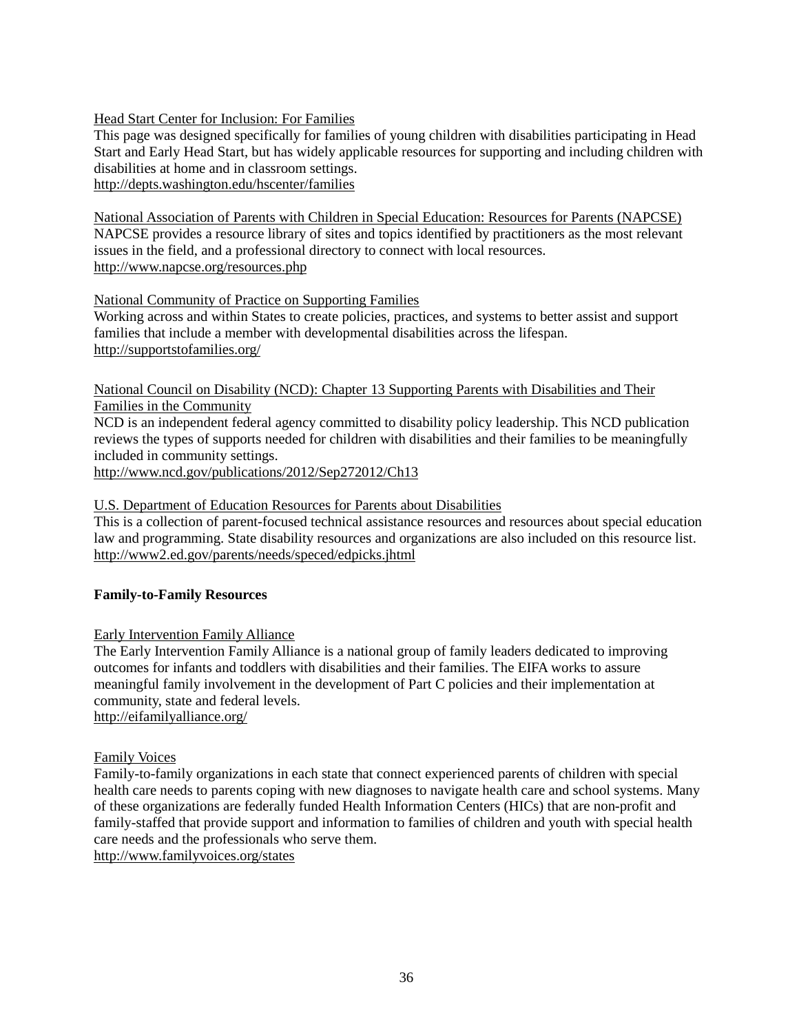Head Start Center for Inclusion: For Families
This page was designed specifically for families of young children with disabilities participating in Head Start and Early Head Start, but has widely applicable resources for supporting and including children with disabilities at home and in classroom settings.
http://depts.washington.edu/hscenter/families

National Association of Parents with Children in Special Education: Resources for Parents (NAPCSE)
NAPCSE provides a resource library of sites and topics identified by practitioners as the most relevant issues in the field, and a professional directory to connect with local resources.
http://www.napcse.org/resources.php

National Community of Practice on Supporting Families
Working across and within States to create policies, practices, and systems to better assist and support families that include a member with developmental disabilities across the lifespan.
http://supportstofamilies.org/

National Council on Disability (NCD): Chapter 13 Supporting Parents with Disabilities and Their Families in the Community
NCD is an independent federal agency committed to disability policy leadership. This NCD publication reviews the types of supports needed for children with disabilities and their families to be meaningfully included in community settings.
http://www.ncd.gov/publications/2012/Sep272012/Ch13

U.S. Department of Education Resources for Parents about Disabilities
This is a collection of parent-focused technical assistance resources and resources about special education law and programming. State disability resources and organizations are also included on this resource list.
http://www2.ed.gov/parents/needs/speced/edpicks.jhtml

**Family-to-Family Resources**

Early Intervention Family Alliance
The Early Intervention Family Alliance is a national group of family leaders dedicated to improving outcomes for infants and toddlers with disabilities and their families. The EIFA works to assure meaningful family involvement in the development of Part C policies and their implementation at community, state and federal levels.
http://eifamilyalliance.org/

Family Voices
Family-to-family organizations in each state that connect experienced parents of children with special health care needs to parents coping with new diagnoses to navigate health care and school systems. Many of these organizations are federally funded Health Information Centers (HICs) that are non-profit and family-staffed that provide support and information to families of children and youth with special health care needs and the professionals who serve them.
http://www.familyvoices.org/states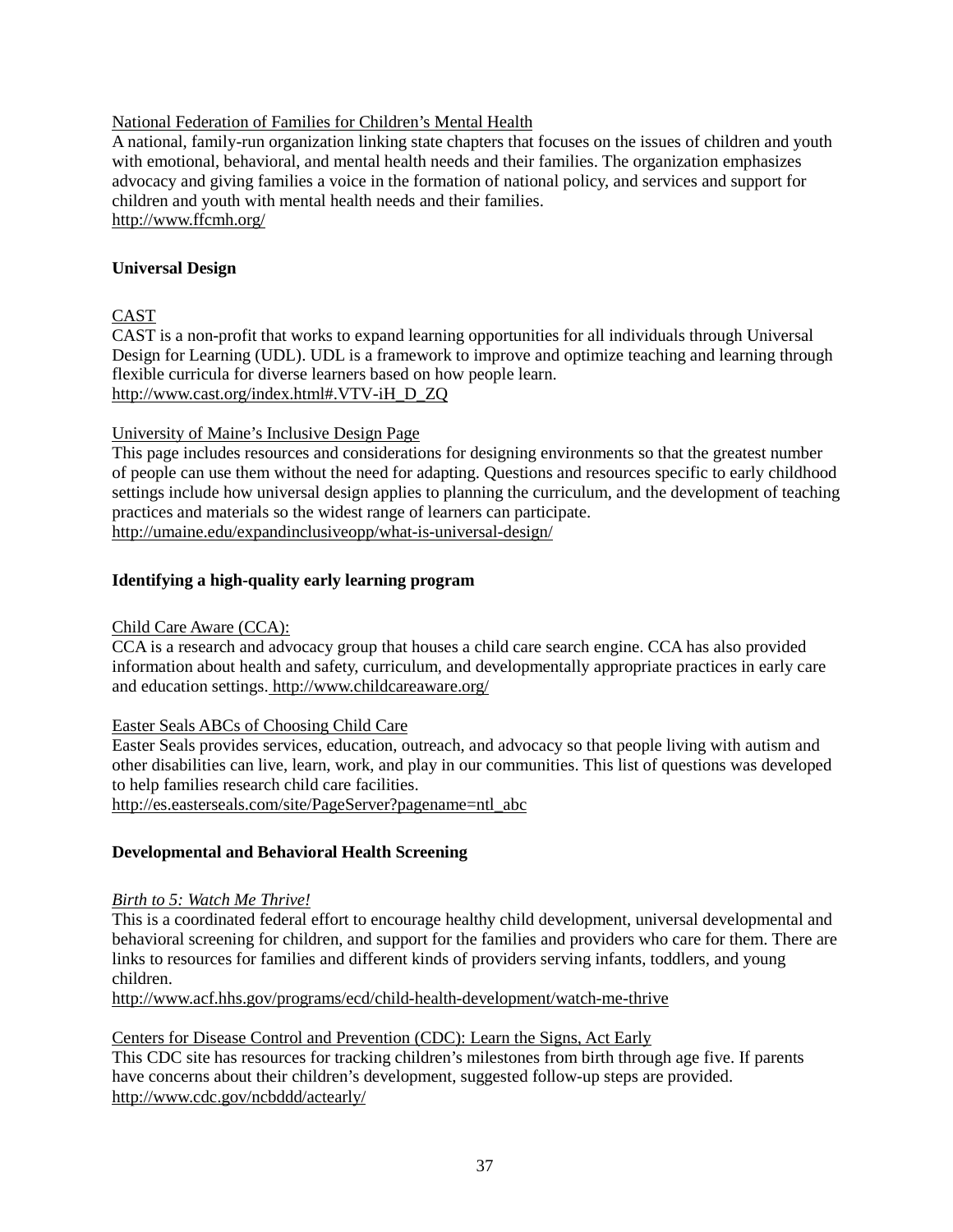National Federation of Families for Children's Mental Health
A national, family-run organization linking state chapters that focuses on the issues of children and youth with emotional, behavioral, and mental health needs and their families. The organization emphasizes advocacy and giving families a voice in the formation of national policy, and services and support for children and youth with mental health needs and their families.
http://www.ffcmh.org/

**Universal Design**

CAST
CAST is a non-profit that works to expand learning opportunities for all individuals through Universal Design for Learning (UDL). UDL is a framework to improve and optimize teaching and learning through flexible curricula for diverse learners based on how people learn.
http://www.cast.org/index.html#.VTV-iH_D_ZQ

University of Maine's Inclusive Design Page
This page includes resources and considerations for designing environments so that the greatest number of people can use them without the need for adapting. Questions and resources specific to early childhood settings include how universal design applies to planning the curriculum, and the development of teaching practices and materials so the widest range of learners can participate.
http://umaine.edu/expandinclusiveopp/what-is-universal-design/

**Identifying a high-quality early learning program**

Child Care Aware (CCA):
CCA is a research and advocacy group that houses a child care search engine. CCA has also provided information about health and safety, curriculum, and developmentally appropriate practices in early care and education settings. http://www.childcareaware.org/

Easter Seals ABCs of Choosing Child Care
Easter Seals provides services, education, outreach, and advocacy so that people living with autism and other disabilities can live, learn, work, and play in our communities. This list of questions was developed to help families research child care facilities.
http://es.easterseals.com/site/PageServer?pagename=ntl_abc

**Developmental and Behavioral Health Screening**

*Birth to 5: Watch Me Thrive!*
This is a coordinated federal effort to encourage healthy child development, universal developmental and behavioral screening for children, and support for the families and providers who care for them. There are links to resources for families and different kinds of providers serving infants, toddlers, and young children.
http://www.acf.hhs.gov/programs/ecd/child-health-development/watch-me-thrive

Centers for Disease Control and Prevention (CDC): Learn the Signs, Act Early
This CDC site has resources for tracking children's milestones from birth through age five. If parents have concerns about their children's development, suggested follow-up steps are provided.
http://www.cdc.gov/ncbddd/actearly/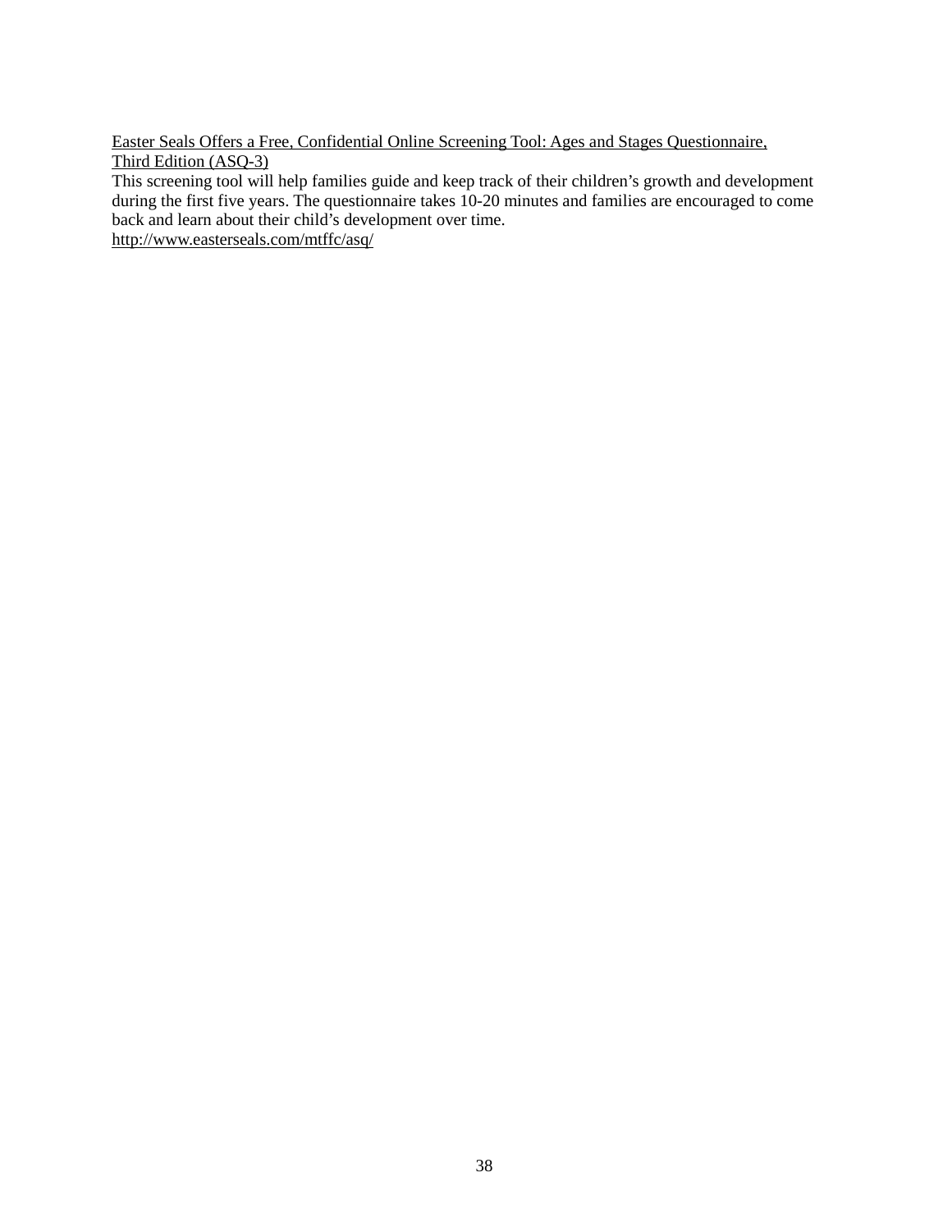Easter Seals Offers a Free, Confidential Online Screening Tool: Ages and Stages Questionnaire, Third Edition (ASQ-3)

This screening tool will help families guide and keep track of their children's growth and development during the first five years. The questionnaire takes 10-20 minutes and families are encouraged to come back and learn about their child's development over time.
http://www.easterseals.com/mtffc/asq/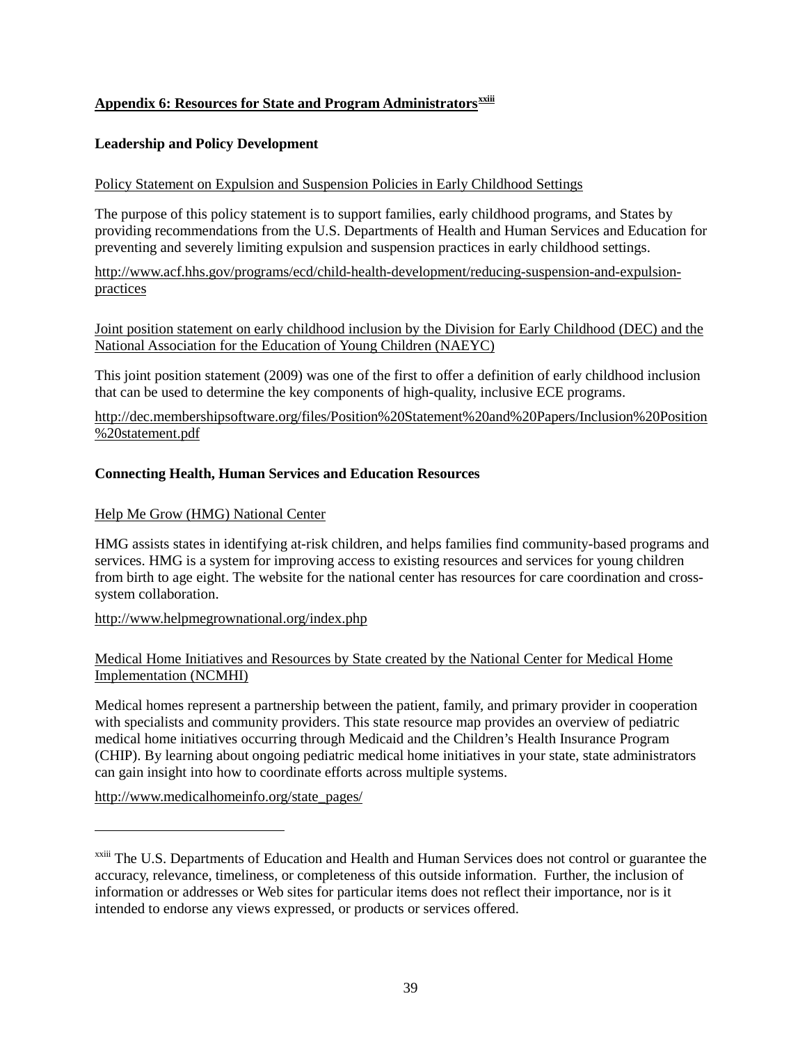## Appendix 6: Resources for State and Program Administrators[xxiii]

### Leadership and Policy Development

Policy Statement on Expulsion and Suspension Policies in Early Childhood Settings

The purpose of this policy statement is to support families, early childhood programs, and States by providing recommendations from the U.S. Departments of Health and Human Services and Education for preventing and severely limiting expulsion and suspension practices in early childhood settings.

http://www.acf.hhs.gov/programs/ecd/child-health-development/reducing-suspension-and-expulsion-practices

Joint position statement on early childhood inclusion by the Division for Early Childhood (DEC) and the National Association for the Education of Young Children (NAEYC)

This joint position statement (2009) was one of the first to offer a definition of early childhood inclusion that can be used to determine the key components of high-quality, inclusive ECE programs.

http://dec.membershipsoftware.org/files/Position%20Statement%20and%20Papers/Inclusion%20Position%20statement.pdf

### Connecting Health, Human Services and Education Resources

Help Me Grow (HMG) National Center

HMG assists states in identifying at-risk children, and helps families find community-based programs and services. HMG is a system for improving access to existing resources and services for young children from birth to age eight. The website for the national center has resources for care coordination and cross-system collaboration.

http://www.helpmegrownational.org/index.php

Medical Home Initiatives and Resources by State created by the National Center for Medical Home Implementation (NCMHI)

Medical homes represent a partnership between the patient, family, and primary provider in cooperation with specialists and community providers. This state resource map provides an overview of pediatric medical home initiatives occurring through Medicaid and the Children's Health Insurance Program (CHIP). By learning about ongoing pediatric medical home initiatives in your state, state administrators can gain insight into how to coordinate efforts across multiple systems.

http://www.medicalhomeinfo.org/state_pages/

---

[xxiii] The U.S. Departments of Education and Health and Human Services does not control or guarantee the accuracy, relevance, timeliness, or completeness of this outside information. Further, the inclusion of information or addresses or Web sites for particular items does not reflect their importance, nor is it intended to endorse any views expressed, or products or services offered.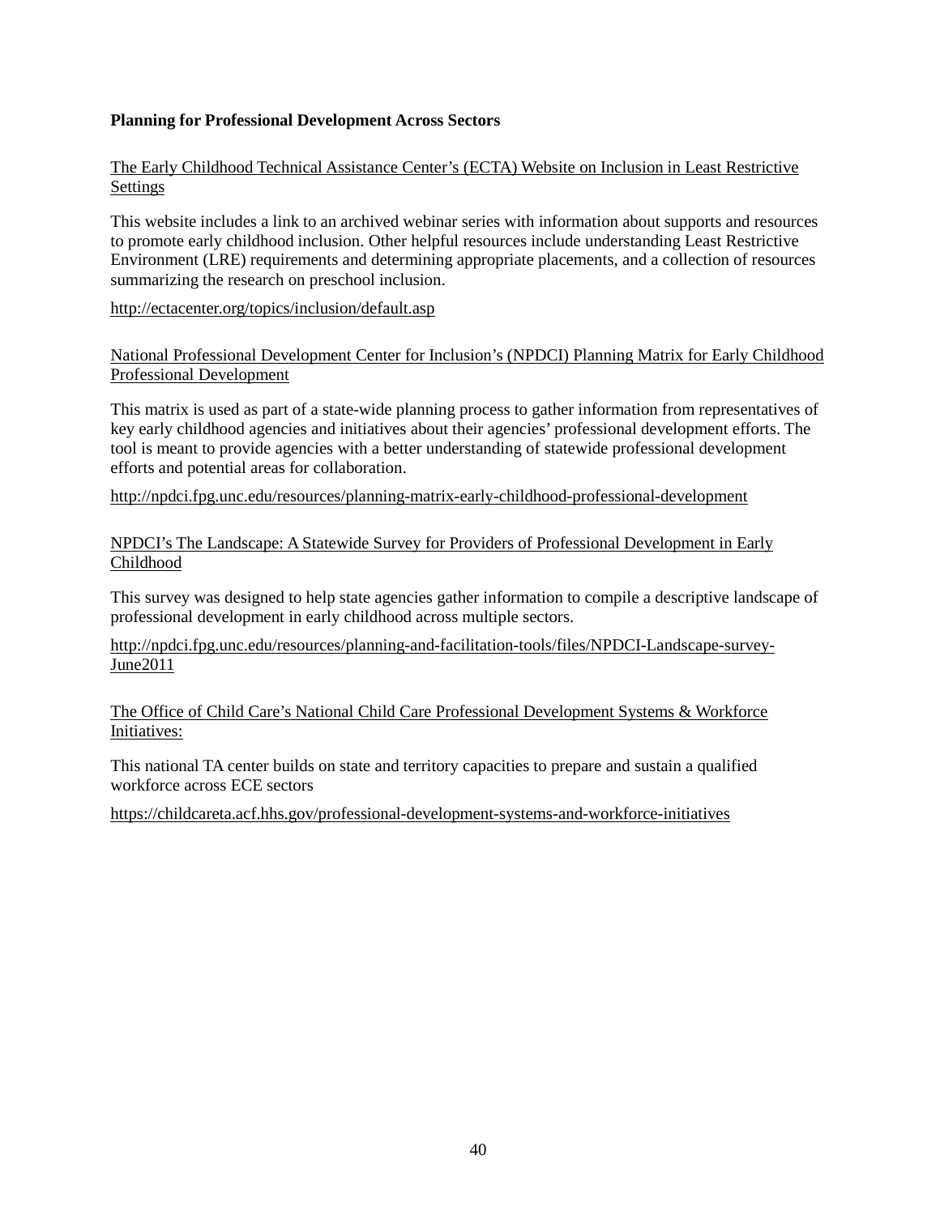**Planning for Professional Development Across Sectors**

The Early Childhood Technical Assistance Center's (ECTA) Website on Inclusion in Least Restrictive Settings

This website includes a link to an archived webinar series with information about supports and resources to promote early childhood inclusion. Other helpful resources include understanding Least Restrictive Environment (LRE) requirements and determining appropriate placements, and a collection of resources summarizing the research on preschool inclusion.

http://ectacenter.org/topics/inclusion/default.asp

National Professional Development Center for Inclusion's (NPDCI) Planning Matrix for Early Childhood Professional Development

This matrix is used as part of a state-wide planning process to gather information from representatives of key early childhood agencies and initiatives about their agencies' professional development efforts. The tool is meant to provide agencies with a better understanding of statewide professional development efforts and potential areas for collaboration.

http://npdci.fpg.unc.edu/resources/planning-matrix-early-childhood-professional-development

NPDCI's The Landscape: A Statewide Survey for Providers of Professional Development in Early Childhood

This survey was designed to help state agencies gather information to compile a descriptive landscape of professional development in early childhood across multiple sectors.

http://npdci.fpg.unc.edu/resources/planning-and-facilitation-tools/files/NPDCI-Landscape-survey-June2011

The Office of Child Care's National Child Care Professional Development Systems & Workforce Initiatives:

This national TA center builds on state and territory capacities to prepare and sustain a qualified workforce across ECE sectors

https://childcareta.acf.hhs.gov/professional-development-systems-and-workforce-initiatives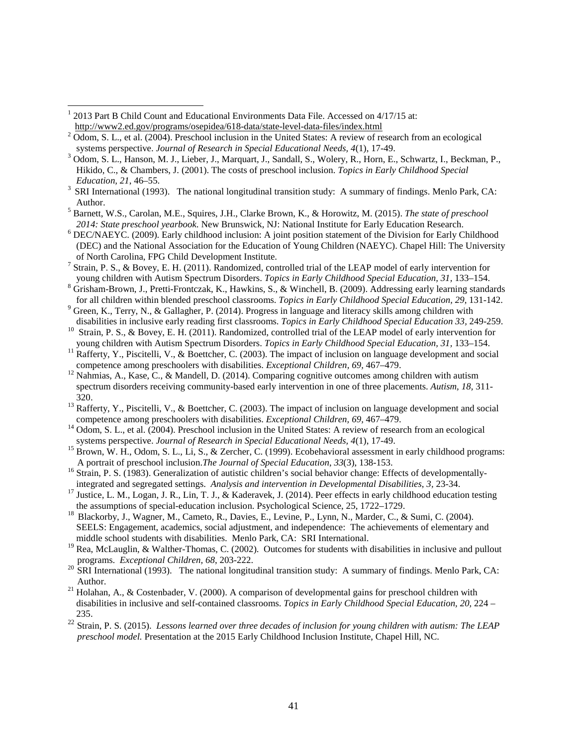[1] 2013 Part B Child Count and Educational Environments Data File. Accessed on 4/17/15 at: http://www2.ed.gov/programs/osepidea/618-data/state-level-data-files/index.html

[2] Odom, S. L., et al. (2004). Preschool inclusion in the United States: A review of research from an ecological systems perspective. *Journal of Research in Special Educational Needs, 4*(1), 17-49.

[3] Odom, S. L., Hanson, M. J., Lieber, J., Marquart, J., Sandall, S., Wolery, R., Horn, E., Schwartz, I., Beckman, P., Hikido, C., & Chambers, J. (2001). The costs of preschool inclusion. *Topics in Early Childhood Special Education, 21*, 46–55.

[3] SRI International (1993). The national longitudinal transition study: A summary of findings. Menlo Park, CA: Author.

[5] Barnett, W.S., Carolan, M.E., Squires, J.H., Clarke Brown, K., & Horowitz, M. (2015). *The state of preschool 2014: State preschool yearbook.* New Brunswick, NJ: National Institute for Early Education Research.

[6] DEC/NAEYC. (2009). Early childhood inclusion: A joint position statement of the Division for Early Childhood (DEC) and the National Association for the Education of Young Children (NAEYC). Chapel Hill: The University of North Carolina, FPG Child Development Institute.

[7] Strain, P. S., & Bovey, E. H. (2011). Randomized, controlled trial of the LEAP model of early intervention for young children with Autism Spectrum Disorders. *Topics in Early Childhood Special Education, 31*, 133–154.

[8] Grisham-Brown, J., Pretti-Frontczak, K., Hawkins, S., & Winchell, B. (2009). Addressing early learning standards for all children within blended preschool classrooms. *Topics in Early Childhood Special Education, 29*, 131-142.

[9] Green, K., Terry, N., & Gallagher, P. (2014). Progress in language and literacy skills among children with disabilities in inclusive early reading first classrooms. *Topics in Early Childhood Special Education 33*, 249-259.

[10] Strain, P. S., & Bovey, E. H. (2011). Randomized, controlled trial of the LEAP model of early intervention for young children with Autism Spectrum Disorders. *Topics in Early Childhood Special Education, 31*, 133–154.

[11] Rafferty, Y., Piscitelli, V., & Boettcher, C. (2003). The impact of inclusion on language development and social competence among preschoolers with disabilities. *Exceptional Children, 69*, 467–479.

[12] Nahmias, A., Kase, C., & Mandell, D. (2014). Comparing cognitive outcomes among children with autism spectrum disorders receiving community-based early intervention in one of three placements. *Autism, 18*, 311-320.

[13] Rafferty, Y., Piscitelli, V., & Boettcher, C. (2003). The impact of inclusion on language development and social competence among preschoolers with disabilities. *Exceptional Children, 69*, 467–479.

[14] Odom, S. L., et al. (2004). Preschool inclusion in the United States: A review of research from an ecological systems perspective. *Journal of Research in Special Educational Needs, 4*(1), 17-49.

[15] Brown, W. H., Odom, S. L., Li, S., & Zercher, C. (1999). Ecobehavioral assessment in early childhood programs: A portrait of preschool inclusion.*The Journal of Special Education, 33*(3), 138-153.

[16] Strain, P. S. (1983). Generalization of autistic children's social behavior change: Effects of developmentally-integrated and segregated settings. *Analysis and intervention in Developmental Disabilities, 3*, 23-34.

[17] Justice, L. M., Logan, J. R., Lin, T. J., & Kaderavek, J. (2014). Peer effects in early childhood education testing the assumptions of special-education inclusion. Psychological Science, 25, 1722–1729.

[18] Blackorby, J., Wagner, M., Cameto, R., Davies, E., Levine, P., Lynn, N., Marder, C., & Sumi, C. (2004). SEELS: Engagement, academics, social adjustment, and independence: The achievements of elementary and middle school students with disabilities. Menlo Park, CA: SRI International.

[19] Rea, McLaughlin, & Walther-Thomas, C. (2002). Outcomes for students with disabilities in inclusive and pullout programs. *Exceptional Children, 68*, 203-222.

[20] SRI International (1993). The national longitudinal transition study: A summary of findings. Menlo Park, CA: Author.

[21] Holahan, A., & Costenbader, V. (2000). A comparison of developmental gains for preschool children with disabilities in inclusive and self-contained classrooms. *Topics in Early Childhood Special Education, 20*, 224 – 235.

[22] Strain, P. S. (2015). *Lessons learned over three decades of inclusion for young children with autism: The LEAP preschool model.* Presentation at the 2015 Early Childhood Inclusion Institute, Chapel Hill, NC.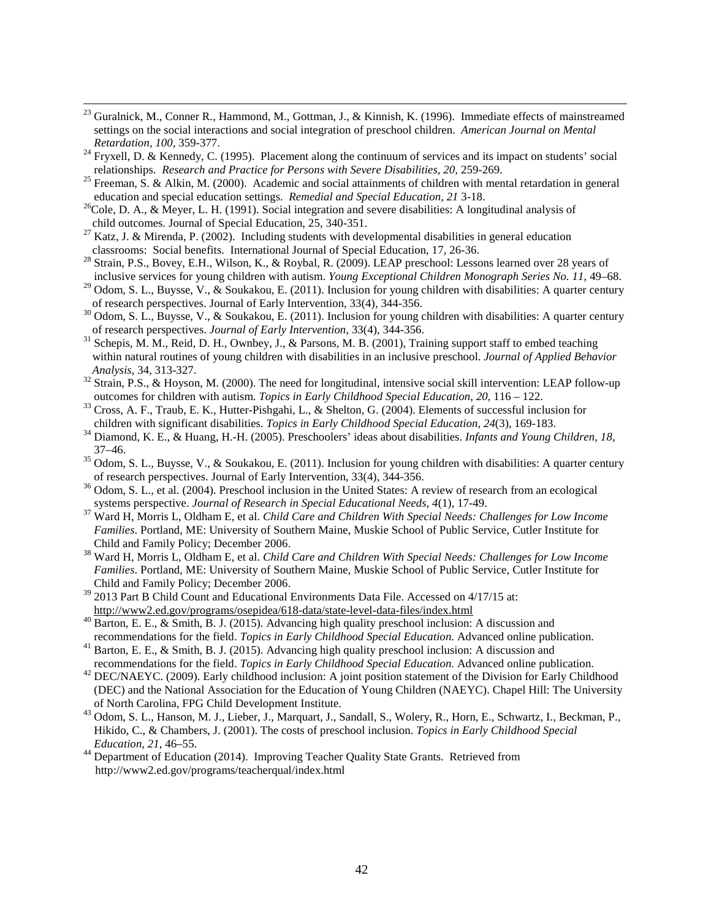[23] Guralnick, M., Conner R., Hammond, M., Gottman, J., & Kinnish, K. (1996). Immediate effects of mainstreamed settings on the social interactions and social integration of preschool children. *American Journal on Mental Retardation, 100*, 359-377.

[24] Fryxell, D. & Kennedy, C. (1995). Placement along the continuum of services and its impact on students' social relationships. *Research and Practice for Persons with Severe Disabilities, 20*, 259-269.

[25] Freeman, S. & Alkin, M. (2000). Academic and social attainments of children with mental retardation in general education and special education settings. *Remedial and Special Education, 21* 3-18.

[26] Cole, D. A., & Meyer, L. H. (1991). Social integration and severe disabilities: A longitudinal analysis of child outcomes. Journal of Special Education, 25, 340-351.

[27] Katz, J. & Mirenda, P. (2002). Including students with developmental disabilities in general education classrooms: Social benefits. International Journal of Special Education, 17, 26-36.

[28] Strain, P.S., Bovey, E.H., Wilson, K., & Roybal, R. (2009). LEAP preschool: Lessons learned over 28 years of inclusive services for young children with autism. *Young Exceptional Children Monograph Series No. 11*, 49–68.

[29] Odom, S. L., Buysse, V., & Soukakou, E. (2011). Inclusion for young children with disabilities: A quarter century of research perspectives. Journal of Early Intervention, 33(4), 344-356.

[30] Odom, S. L., Buysse, V., & Soukakou, E. (2011). Inclusion for young children with disabilities: A quarter century of research perspectives. *Journal of Early Intervention*, 33(4), 344-356.

[31] Schepis, M. M., Reid, D. H., Ownbey, J., & Parsons, M. B. (2001), Training support staff to embed teaching within natural routines of young children with disabilities in an inclusive preschool. *Journal of Applied Behavior Analysis*, 34, 313-327.

[32] Strain, P.S., & Hoyson, M. (2000). The need for longitudinal, intensive social skill intervention: LEAP follow-up outcomes for children with autism. *Topics in Early Childhood Special Education, 20*, 116 – 122.

[33] Cross, A. F., Traub, E. K., Hutter-Pishgahi, L., & Shelton, G. (2004). Elements of successful inclusion for children with significant disabilities. *Topics in Early Childhood Special Education, 24*(3), 169-183.

[34] Diamond, K. E., & Huang, H.-H. (2005). Preschoolers' ideas about disabilities. *Infants and Young Children, 18*, 37–46.

[35] Odom, S. L., Buysse, V., & Soukakou, E. (2011). Inclusion for young children with disabilities: A quarter century of research perspectives. Journal of Early Intervention, 33(4), 344-356.

[36] Odom, S. L., et al. (2004). Preschool inclusion in the United States: A review of research from an ecological systems perspective. *Journal of Research in Special Educational Needs, 4*(1), 17-49.

[37] Ward H, Morris L, Oldham E, et al. *Child Care and Children With Special Needs: Challenges for Low Income Families*. Portland, ME: University of Southern Maine, Muskie School of Public Service, Cutler Institute for Child and Family Policy; December 2006.

[38] Ward H, Morris L, Oldham E, et al. *Child Care and Children With Special Needs: Challenges for Low Income Families*. Portland, ME: University of Southern Maine, Muskie School of Public Service, Cutler Institute for Child and Family Policy; December 2006.

[39] 2013 Part B Child Count and Educational Environments Data File. Accessed on 4/17/15 at: http://www2.ed.gov/programs/osepidea/618-data/state-level-data-files/index.html

[40] Barton, E. E., & Smith, B. J. (2015). Advancing high quality preschool inclusion: A discussion and recommendations for the field. *Topics in Early Childhood Special Education.* Advanced online publication.

[41] Barton, E. E., & Smith, B. J. (2015). Advancing high quality preschool inclusion: A discussion and recommendations for the field. *Topics in Early Childhood Special Education.* Advanced online publication.

[42] DEC/NAEYC. (2009). Early childhood inclusion: A joint position statement of the Division for Early Childhood (DEC) and the National Association for the Education of Young Children (NAEYC). Chapel Hill: The University of North Carolina, FPG Child Development Institute.

[43] Odom, S. L., Hanson, M. J., Lieber, J., Marquart, J., Sandall, S., Wolery, R., Horn, E., Schwartz, I., Beckman, P., Hikido, C., & Chambers, J. (2001). The costs of preschool inclusion. *Topics in Early Childhood Special Education, 21*, 46–55.

[44] Department of Education (2014). Improving Teacher Quality State Grants. Retrieved from http://www2.ed.gov/programs/teacherqual/index.html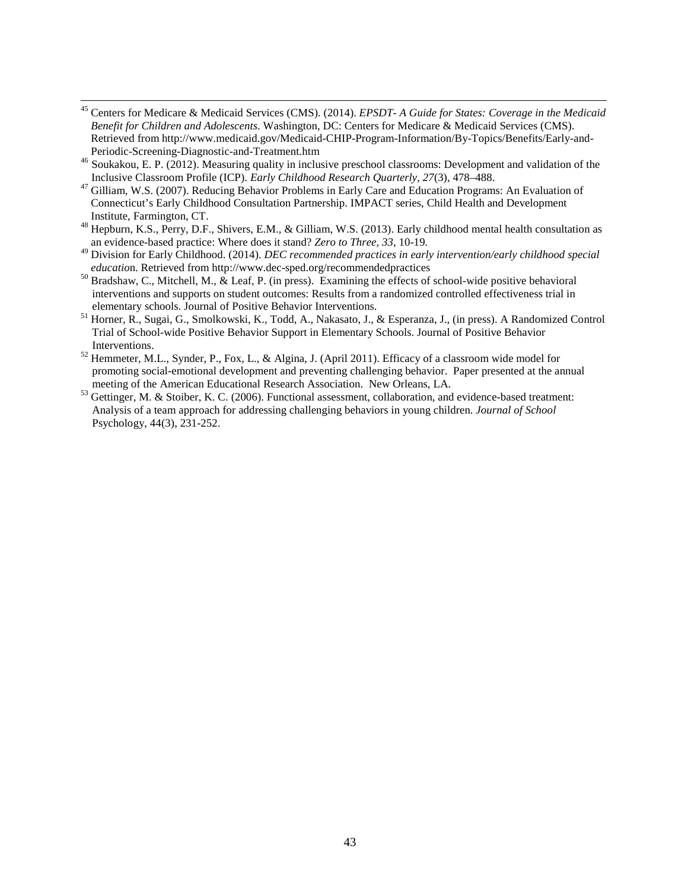[45] Centers for Medicare & Medicaid Services (CMS). (2014). *EPSDT- A Guide for States: Coverage in the Medicaid Benefit for Children and Adolescents*. Washington, DC: Centers for Medicare & Medicaid Services (CMS). Retrieved from http://www.medicaid.gov/Medicaid-CHIP-Program-Information/By-Topics/Benefits/Early-and-Periodic-Screening-Diagnostic-and-Treatment.htm

[46] Soukakou, E. P. (2012). Measuring quality in inclusive preschool classrooms: Development and validation of the Inclusive Classroom Profile (ICP). *Early Childhood Research Quarterly, 27*(3), 478–488.

[47] Gilliam, W.S. (2007). Reducing Behavior Problems in Early Care and Education Programs: An Evaluation of Connecticut's Early Childhood Consultation Partnership. IMPACT series, Child Health and Development Institute, Farmington, CT.

[48] Hepburn, K.S., Perry, D.F., Shivers, E.M., & Gilliam, W.S. (2013). Early childhood mental health consultation as an evidence-based practice: Where does it stand? *Zero to Three, 33*, 10-19.

[49] Division for Early Childhood. (2014). *DEC recommended practices in early intervention/early childhood special education*. Retrieved from http://www.dec-sped.org/recommendedpractices

[50] Bradshaw, C., Mitchell, M., & Leaf, P. (in press). Examining the effects of school-wide positive behavioral interventions and supports on student outcomes: Results from a randomized controlled effectiveness trial in elementary schools. Journal of Positive Behavior Interventions.

[51] Horner, R., Sugai, G., Smolkowski, K., Todd, A., Nakasato, J., & Esperanza, J., (in press). A Randomized Control Trial of School-wide Positive Behavior Support in Elementary Schools. Journal of Positive Behavior Interventions.

[52] Hemmeter, M.L., Synder, P., Fox, L., & Algina, J. (April 2011). Efficacy of a classroom wide model for promoting social-emotional development and preventing challenging behavior. Paper presented at the annual meeting of the American Educational Research Association. New Orleans, LA.

[53] Gettinger, M. & Stoiber, K. C. (2006). Functional assessment, collaboration, and evidence-based treatment: Analysis of a team approach for addressing challenging behaviors in young children. *Journal of School* Psychology, 44(3), 231-252.